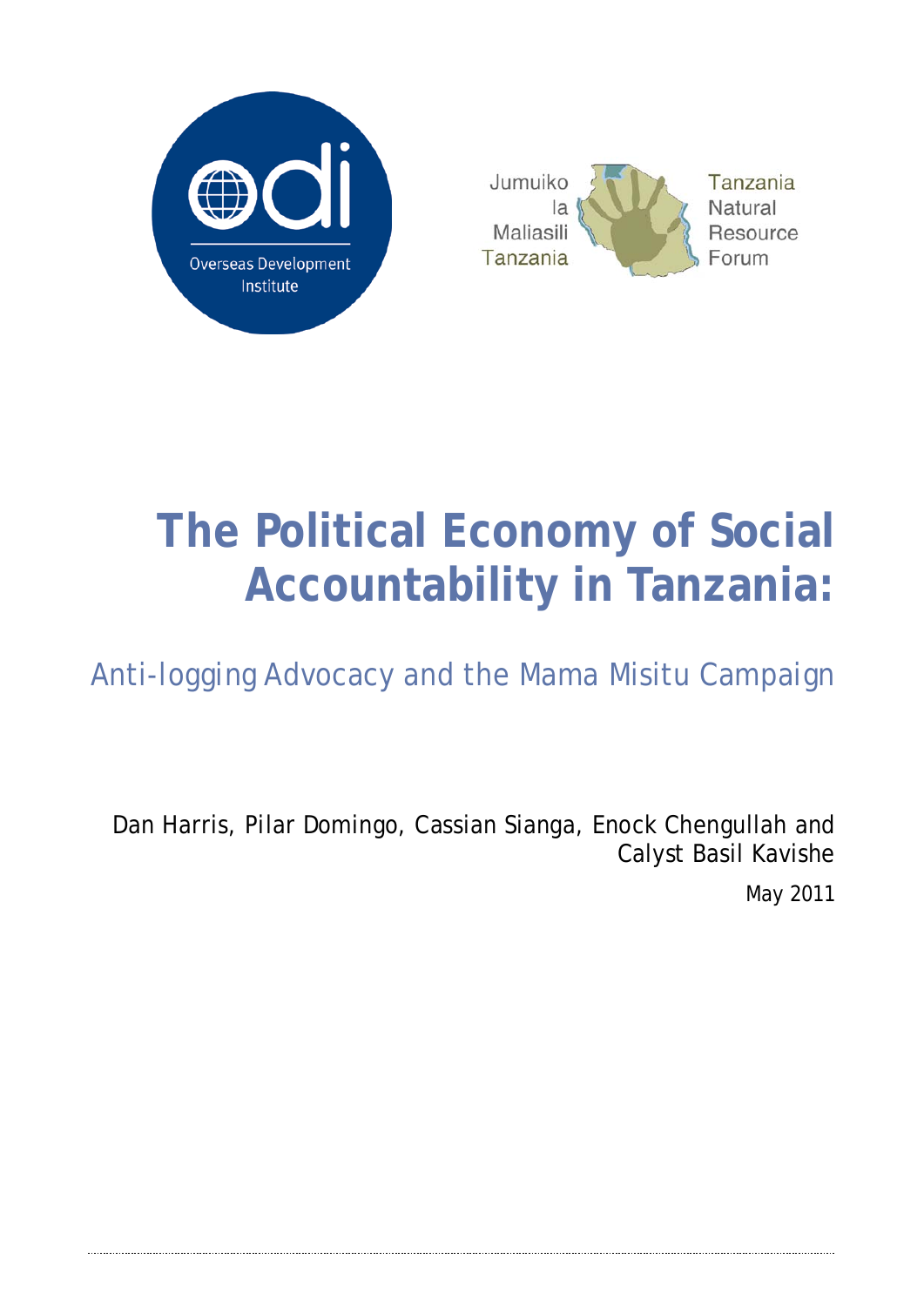Overseas Development Institute

Jumuiko la Maliasili Tanzania

Tanzania Natural Resource Forum

# The Political Economy of Social Accountability in Tanzania:

## Anti-logging Advocacy and the Mama Misitu Campaign

Dan Harris, Pilar Domingo, Cassian Sianga, Enock Chengullah and Calyst Basil Kavishe

May 2011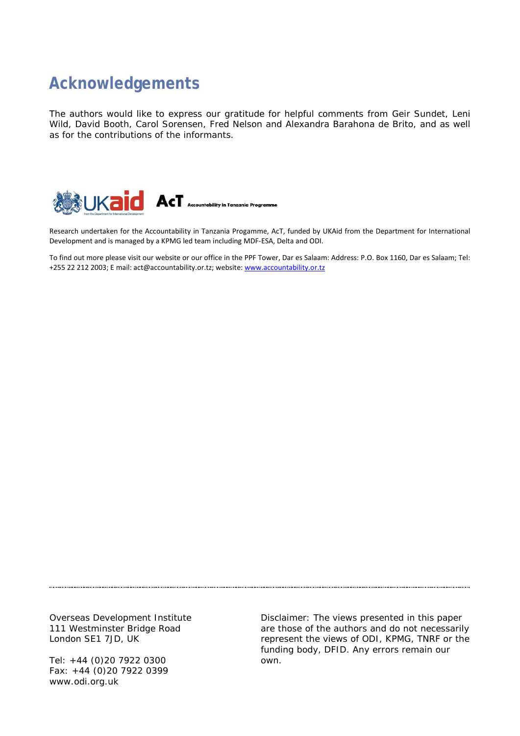# Acknowledgements

The authors would like to express our gratitude for helpful comments from Geir Sundet, Leni Wild, David Booth, Carol Sorensen, Fred Nelson and Alexandra Barahona de Brito, and as well as for the contributions of the informants.

Research undertaken for the Accountability in Tanzania Progamme, AcT, funded by UKAid from the Department for International Development and is managed by a KPMG led team including MDF-ESA, Delta and ODI.

To find out more please visit our website or our office in the PPF Tower, Dar es Salaam: Address: P.O. Box 1160, Dar es Salaam; Tel: +255 22 212 2003; E mail: act@accountability.or.tz; website: www.accountability.or.tz

Overseas Development Institute
111 Westminster Bridge Road
London SE1 7JD, UK

Tel: +44 (0)20 7922 0300
Fax: +44 (0)20 7922 0399
www.odi.org.uk

Disclaimer: The views presented in this paper are those of the authors and do not necessarily represent the views of ODI, KPMG, TNRF or the funding body, DFID. Any errors remain our own.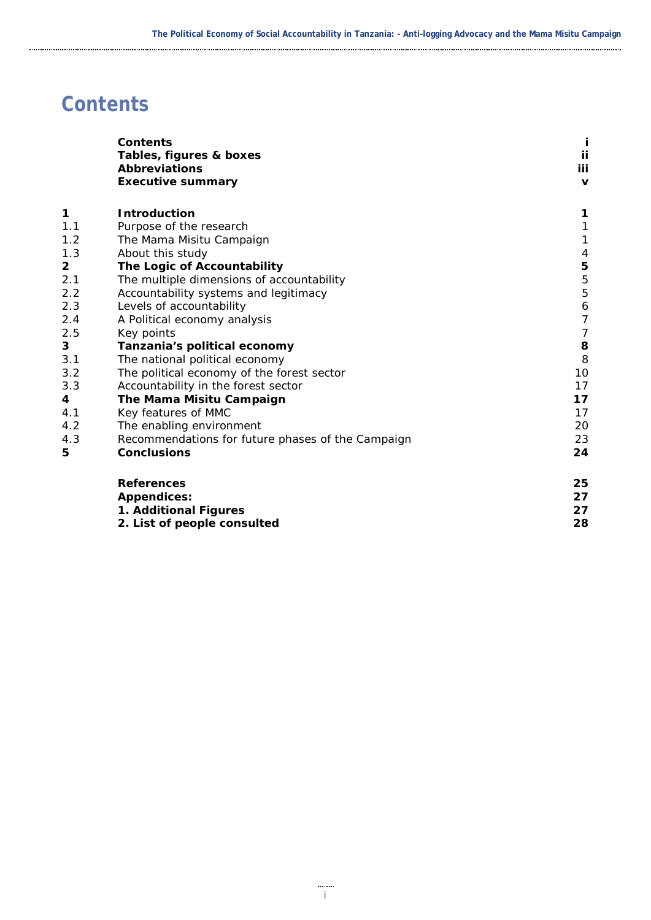# Contents

| | | |
|---|---|---|
| | **Contents** | **i** |
| | **Tables, figures & boxes** | **ii** |
| | **Abbreviations** | **iii** |
| | **Executive summary** | **v** |
| **1** | **Introduction** | **1** |
| 1.1 | Purpose of the research | 1 |
| 1.2 | The Mama Misitu Campaign | 1 |
| 1.3 | About this study | 4 |
| **2** | **The Logic of Accountability** | **5** |
| 2.1 | The multiple dimensions of accountability | 5 |
| 2.2 | Accountability systems and legitimacy | 5 |
| 2.3 | Levels of accountability | 6 |
| 2.4 | A Political economy analysis | 7 |
| 2.5 | Key points | 7 |
| **3** | **Tanzania's political economy** | **8** |
| 3.1 | The national political economy | 8 |
| 3.2 | The political economy of the forest sector | 10 |
| 3.3 | Accountability in the forest sector | 17 |
| **4** | **The Mama Misitu Campaign** | **17** |
| 4.1 | Key features of MMC | 17 |
| 4.2 | The enabling environment | 20 |
| 4.3 | Recommendations for future phases of the Campaign | 23 |
| **5** | **Conclusions** | **24** |
| | **References** | **25** |
| | **Appendices:** | **27** |
| | **1. Additional Figures** | **27** |
| | **2. List of people consulted** | **28** |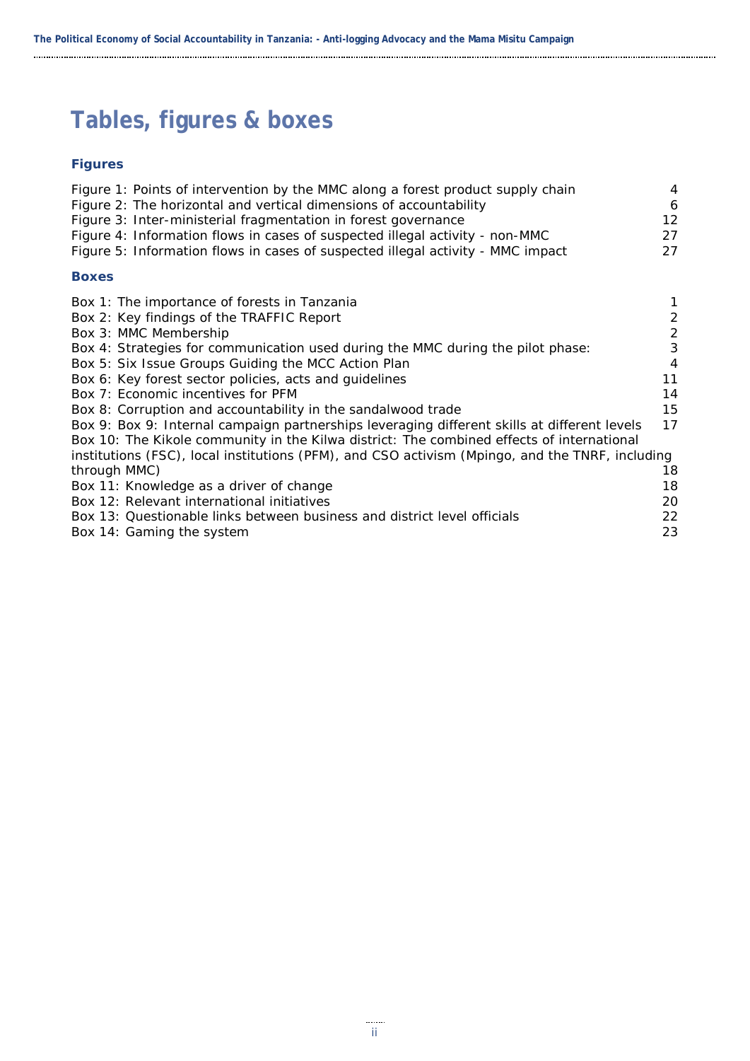# Tables, figures & boxes

## Figures

| | |
|---|---|
| Figure 1: Points of intervention by the MMC along a forest product supply chain | 4 |
| Figure 2: The horizontal and vertical dimensions of accountability | 6 |
| Figure 3: Inter-ministerial fragmentation in forest governance | 12 |
| Figure 4: Information flows in cases of suspected illegal activity - non-MMC | 27 |
| Figure 5: Information flows in cases of suspected illegal activity - MMC impact | 27 |

## Boxes

| | |
|---|---|
| Box 1: The importance of forests in Tanzania | 1 |
| Box 2: Key findings of the TRAFFIC Report | 2 |
| Box 3: MMC Membership | 2 |
| Box 4: Strategies for communication used during the MMC during the pilot phase: | 3 |
| Box 5: Six Issue Groups Guiding the MCC Action Plan | 4 |
| Box 6: Key forest sector policies, acts and guidelines | 11 |
| Box 7: Economic incentives for PFM | 14 |
| Box 8: Corruption and accountability in the sandalwood trade | 15 |
| Box 9: Box 9: Internal campaign partnerships leveraging different skills at different levels | 17 |
| Box 10: The Kikole community in the Kilwa district: The combined effects of international institutions (FSC), local institutions (PFM), and CSO activism (Mpingo, and the TNRF, including through MMC) | 18 |
| Box 11: Knowledge as a driver of change | 18 |
| Box 12: Relevant international initiatives | 20 |
| Box 13: Questionable links between business and district level officials | 22 |
| Box 14: Gaming the system | 23 |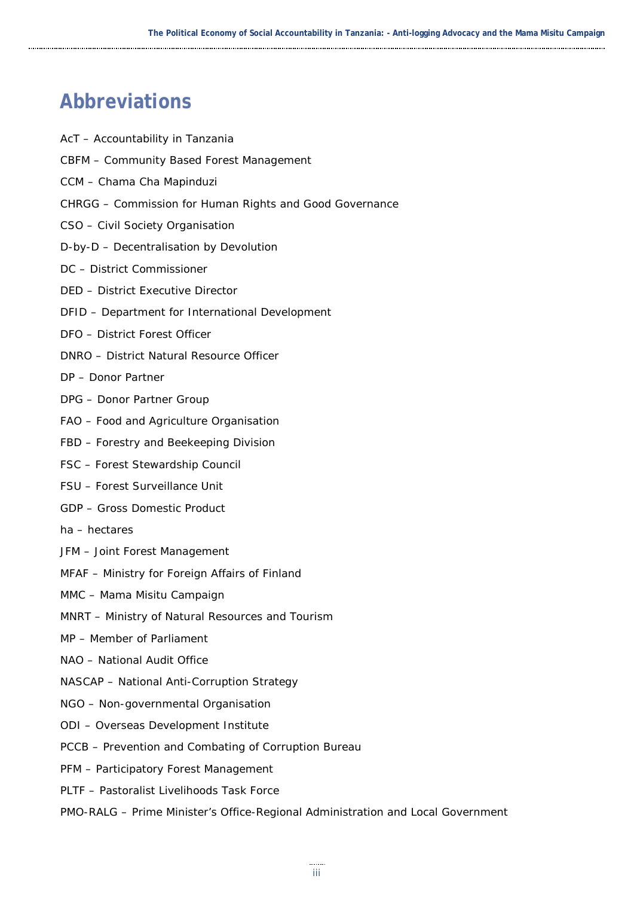# Abbreviations

AcT – Accountability in Tanzania

CBFM – Community Based Forest Management

CCM – Chama Cha Mapinduzi

CHRGG – Commission for Human Rights and Good Governance

CSO – Civil Society Organisation

D-by-D – Decentralisation by Devolution

DC – District Commissioner

DED – District Executive Director

DFID – Department for International Development

DFO – District Forest Officer

DNRO – District Natural Resource Officer

DP – Donor Partner

DPG – Donor Partner Group

FAO – Food and Agriculture Organisation

FBD – Forestry and Beekeeping Division

FSC – Forest Stewardship Council

FSU – Forest Surveillance Unit

GDP – Gross Domestic Product

ha – hectares

JFM – Joint Forest Management

MFAF – Ministry for Foreign Affairs of Finland

MMC – Mama Misitu Campaign

MNRT – Ministry of Natural Resources and Tourism

MP – Member of Parliament

NAO – National Audit Office

NASCAP – National Anti-Corruption Strategy

NGO – Non-governmental Organisation

ODI – Overseas Development Institute

PCCB – Prevention and Combating of Corruption Bureau

PFM – Participatory Forest Management

PLTF – Pastoralist Livelihoods Task Force

PMO-RALG – Prime Minister's Office-Regional Administration and Local Government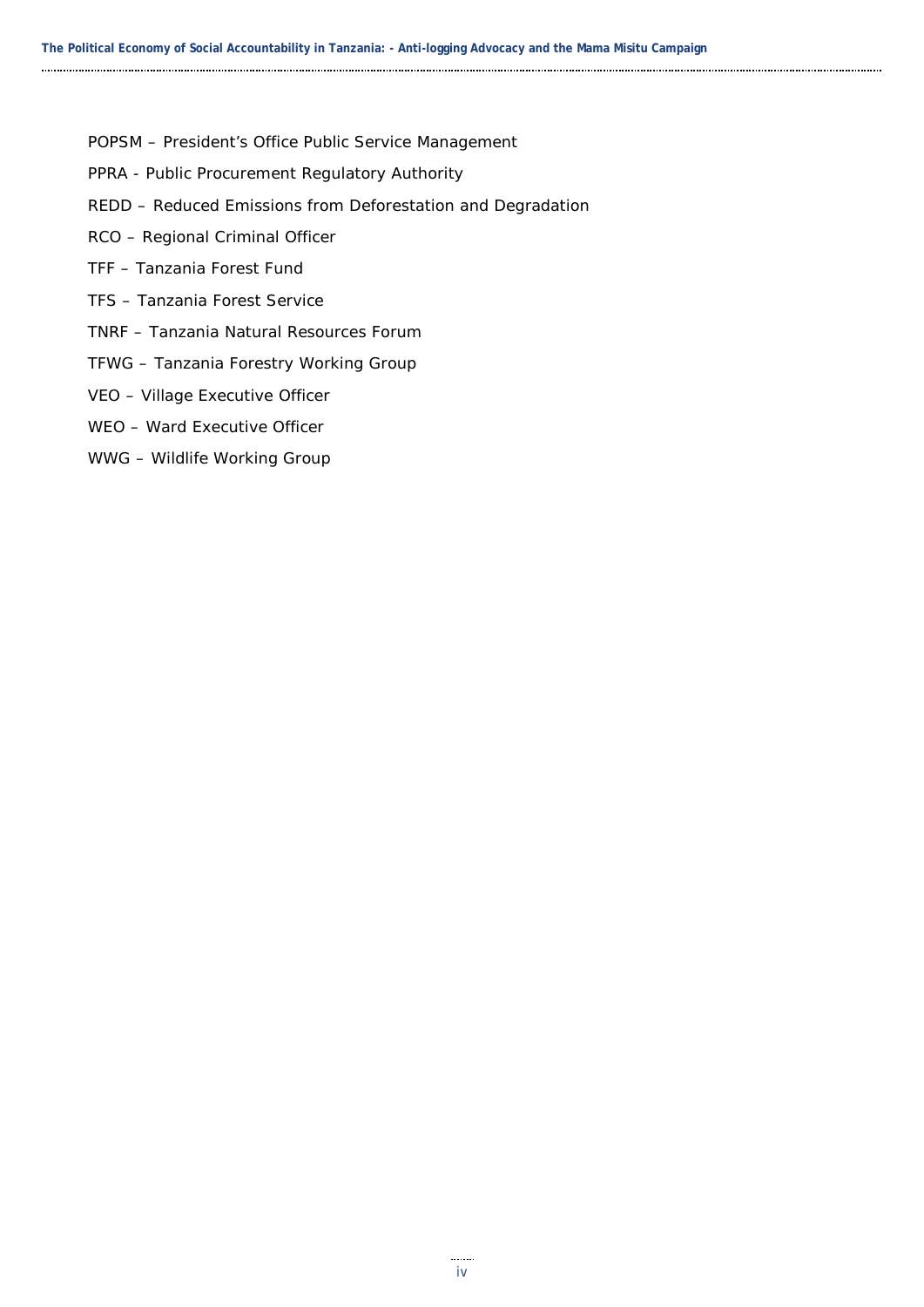POPSM – President's Office Public Service Management

PPRA - Public Procurement Regulatory Authority

REDD – Reduced Emissions from Deforestation and Degradation

RCO – Regional Criminal Officer

TFF – Tanzania Forest Fund

TFS – Tanzania Forest Service

TNRF – Tanzania Natural Resources Forum

TFWG – Tanzania Forestry Working Group

VEO – Village Executive Officer

WEO – Ward Executive Officer

WWG – Wildlife Working Group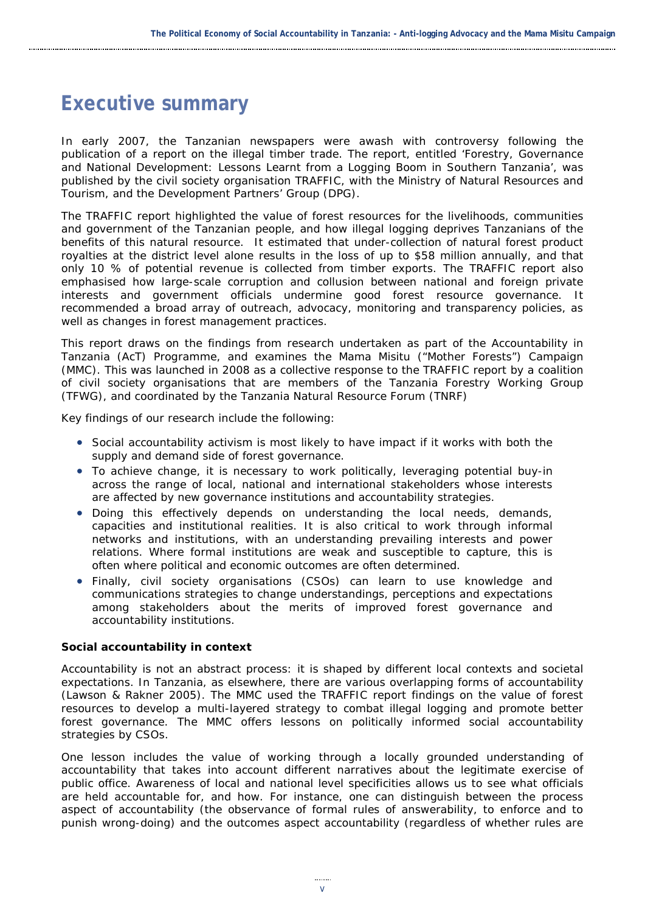# Executive summary

In early 2007, the Tanzanian newspapers were awash with controversy following the publication of a report on the illegal timber trade. The report, entitled 'Forestry, Governance and National Development: Lessons Learnt from a Logging Boom in Southern Tanzania', was published by the civil society organisation TRAFFIC, with the Ministry of Natural Resources and Tourism, and the Development Partners' Group (DPG).

The TRAFFIC report highlighted the value of forest resources for the livelihoods, communities and government of the Tanzanian people, and how illegal logging deprives Tanzanians of the benefits of this natural resource. It estimated that under-collection of natural forest product royalties at the district level alone results in the loss of up to $58 million annually, and that only 10 % of potential revenue is collected from timber exports. The TRAFFIC report also emphasised how large-scale corruption and collusion between national and foreign private interests and government officials undermine good forest resource governance. It recommended a broad array of outreach, advocacy, monitoring and transparency policies, as well as changes in forest management practices.

This report draws on the findings from research undertaken as part of the Accountability in Tanzania (AcT) Programme, and examines the Mama Misitu ("Mother Forests") Campaign (MMC). This was launched in 2008 as a collective response to the TRAFFIC report by a coalition of civil society organisations that are members of the Tanzania Forestry Working Group (TFWG), and coordinated by the Tanzania Natural Resource Forum (TNRF)

Key findings of our research include the following:

- Social accountability activism is most likely to have impact if it works with both the supply and demand side of forest governance.
- To achieve change, it is necessary to work politically, leveraging potential buy-in across the range of local, national and international stakeholders whose interests are affected by new governance institutions and accountability strategies.
- Doing this effectively depends on understanding the local needs, demands, capacities and institutional realities. It is also critical to work through informal networks and institutions, with an understanding prevailing interests and power relations. Where formal institutions are weak and susceptible to capture, this is often where political and economic outcomes are often determined.
- Finally, civil society organisations (CSOs) can learn to use knowledge and communications strategies to change understandings, perceptions and expectations among stakeholders about the merits of improved forest governance and accountability institutions.

**Social accountability in context**

Accountability is not an abstract process: it is shaped by different local contexts and societal expectations. In Tanzania, as elsewhere, there are various overlapping forms of accountability (Lawson & Rakner 2005). The MMC used the TRAFFIC report findings on the value of forest resources to develop a multi-layered strategy to combat illegal logging and promote better forest governance. The MMC offers lessons on politically informed social accountability strategies by CSOs.

One lesson includes the value of working through a locally grounded understanding of accountability that takes into account different narratives about the legitimate exercise of public office. Awareness of local and national level specificities allows us to see what officials are held accountable for, and how. For instance, one can distinguish between the process aspect of accountability (the observance of formal rules of answerability, to enforce and to punish wrong-doing) and the outcomes aspect accountability (regardless of whether rules are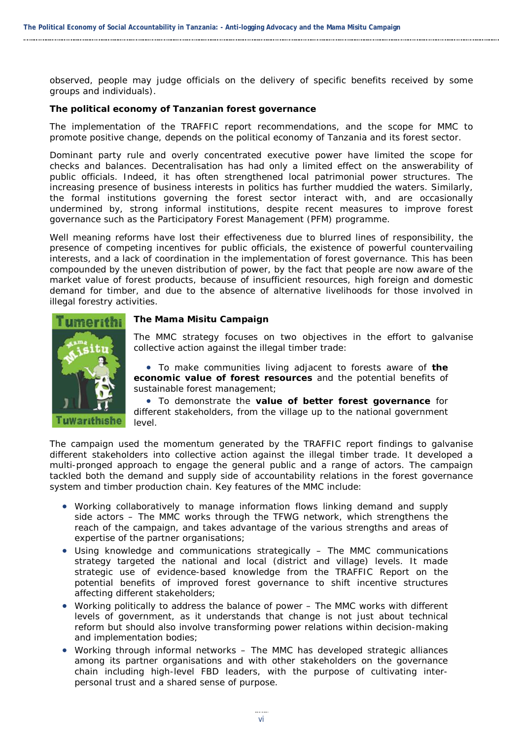observed, people may judge officials on the delivery of specific benefits received by some groups and individuals).

**The political economy of Tanzanian forest governance**

The implementation of the TRAFFIC report recommendations, and the scope for MMC to promote positive change, depends on the political economy of Tanzania and its forest sector.

Dominant party rule and overly concentrated executive power have limited the scope for checks and balances. Decentralisation has had only a limited effect on the answerability of public officials. Indeed, it has often strengthened local patrimonial power structures. The increasing presence of business interests in politics has further muddied the waters. Similarly, the formal institutions governing the forest sector interact with, and are occasionally undermined by, strong informal institutions, despite recent measures to improve forest governance such as the Participatory Forest Management (PFM) programme.

Well meaning reforms have lost their effectiveness due to blurred lines of responsibility, the presence of competing incentives for public officials, the existence of powerful countervailing interests, and a lack of coordination in the implementation of forest governance. This has been compounded by the uneven distribution of power, by the fact that people are now aware of the market value of forest products, because of insufficient resources, high foreign and domestic demand for timber, and due to the absence of alternative livelihoods for those involved in illegal forestry activities.

**The Mama Misitu Campaign**

The MMC strategy focuses on two objectives in the effort to galvanise collective action against the illegal timber trade:

- To make communities living adjacent to forests aware of **the economic value of forest resources** and the potential benefits of sustainable forest management;
- To demonstrate the **value of better forest governance** for different stakeholders, from the village up to the national government level.

The campaign used the momentum generated by the TRAFFIC report findings to galvanise different stakeholders into collective action against the illegal timber trade. It developed a multi-pronged approach to engage the general public and a range of actors. The campaign tackled both the demand and supply side of accountability relations in the forest governance system and timber production chain. Key features of the MMC include:

- Working collaboratively to manage information flows linking demand and supply side actors – The MMC works through the TFWG network, which strengthens the reach of the campaign, and takes advantage of the various strengths and areas of expertise of the partner organisations;
- Using knowledge and communications strategically – The MMC communications strategy targeted the national and local (district and village) levels. It made strategic use of evidence-based knowledge from the TRAFFIC Report on the potential benefits of improved forest governance to shift incentive structures affecting different stakeholders;
- Working politically to address the balance of power – The MMC works with different levels of government, as it understands that change is not just about technical reform but should also involve transforming power relations within decision-making and implementation bodies;
- Working through informal networks – The MMC has developed strategic alliances among its partner organisations and with other stakeholders on the governance chain including high-level FBD leaders, with the purpose of cultivating inter-personal trust and a shared sense of purpose.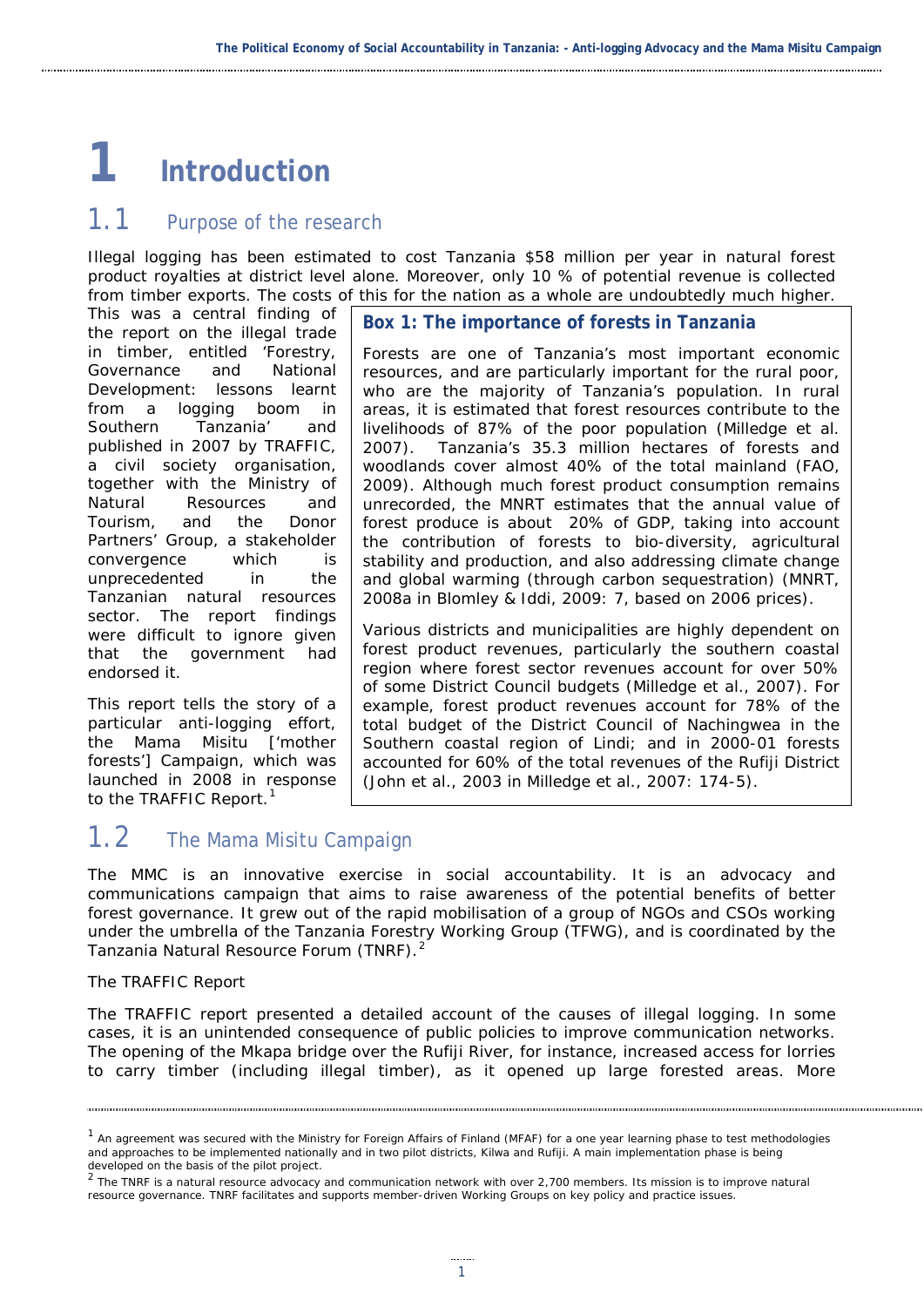# 1 Introduction

## 1.1 Purpose of the research

Illegal logging has been estimated to cost Tanzania $58 million per year in natural forest product royalties at district level alone. Moreover, only 10 % of potential revenue is collected from timber exports. The costs of this for the nation as a whole are undoubtedly much higher. This was a central finding of the report on the illegal trade in timber, entitled 'Forestry, Governance and National Development: lessons learnt from a logging boom in Southern Tanzania' and published in 2007 by TRAFFIC, a civil society organisation, together with the Ministry of Natural Resources and Tourism, and the Donor Partners' Group, a stakeholder convergence which is unprecedented in the Tanzanian natural resources sector. The report findings were difficult to ignore given that the government had endorsed it.

This report tells the story of a particular anti-logging effort, the Mama Misitu ['mother forests'] Campaign, which was launched in 2008 in response to the TRAFFIC Report.[1]

> **Box 1: The importance of forests in Tanzania**
>
> Forests are one of Tanzania's most important economic resources, and are particularly important for the rural poor, who are the majority of Tanzania's population. In rural areas, it is estimated that forest resources contribute to the livelihoods of 87% of the poor population (Milledge et al. 2007). Tanzania's 35.3 million hectares of forests and woodlands cover almost 40% of the total mainland (FAO, 2009). Although much forest product consumption remains unrecorded, the MNRT estimates that the annual value of forest produce is about 20% of GDP, taking into account the contribution of forests to bio-diversity, agricultural stability and production, and also addressing climate change and global warming (through carbon sequestration) (MNRT, 2008a in Blomley & Iddi, 2009: 7, based on 2006 prices).
>
> Various districts and municipalities are highly dependent on forest product revenues, particularly the southern coastal region where forest sector revenues account for over 50% of some District Council budgets (Milledge et al., 2007). For example, forest product revenues account for 78% of the total budget of the District Council of Nachingwea in the Southern coastal region of Lindi; and in 2000-01 forests accounted for 60% of the total revenues of the Rufiji District (John et al., 2003 in Milledge et al., 2007: 174-5).

## 1.2 The Mama Misitu Campaign

The MMC is an innovative exercise in social accountability. It is an advocacy and communications campaign that aims to raise awareness of the potential benefits of better forest governance. It grew out of the rapid mobilisation of a group of NGOs and CSOs working under the umbrella of the Tanzania Forestry Working Group (TFWG), and is coordinated by the Tanzania Natural Resource Forum (TNRF).[2]

The TRAFFIC Report

The TRAFFIC report presented a detailed account of the causes of illegal logging. In some cases, it is an unintended consequence of public policies to improve communication networks. The opening of the Mkapa bridge over the Rufiji River, for instance, increased access for lorries to carry timber (including illegal timber), as it opened up large forested areas. More

---

[1] An agreement was secured with the Ministry for Foreign Affairs of Finland (MFAF) for a one year learning phase to test methodologies and approaches to be implemented nationally and in two pilot districts, Kilwa and Rufiji. A main implementation phase is being developed on the basis of the pilot project.

[2] The TNRF is a natural resource advocacy and communication network with over 2,700 members. Its mission is to improve natural resource governance. TNRF facilitates and supports member-driven Working Groups on key policy and practice issues.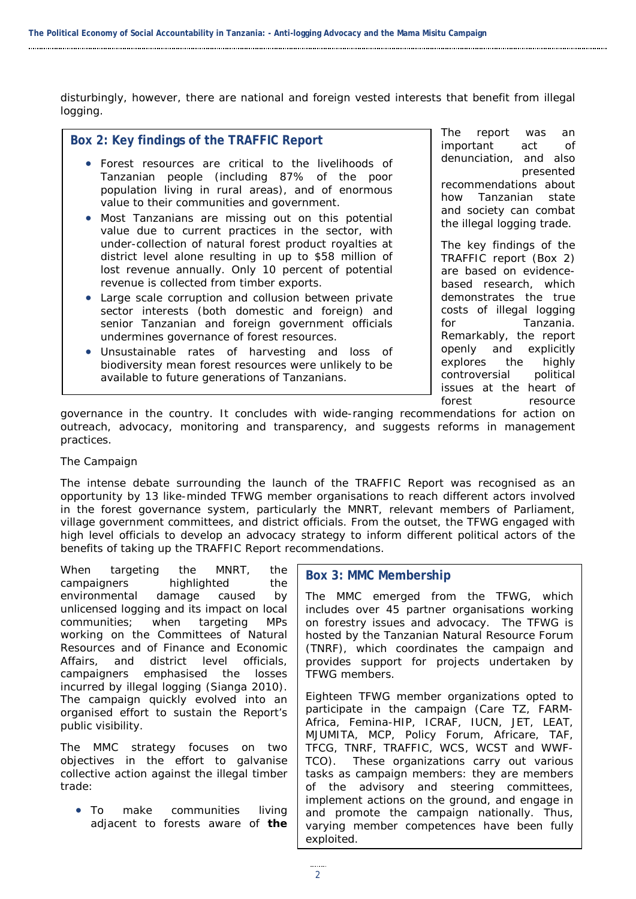disturbingly, however, there are national and foreign vested interests that benefit from illegal logging.

> **Box 2: Key findings of the TRAFFIC Report**
>
> - Forest resources are critical to the livelihoods of Tanzanian people (including 87% of the poor population living in rural areas), and of enormous value to their communities and government.
> - Most Tanzanians are missing out on this potential value due to current practices in the sector, with under-collection of natural forest product royalties at district level alone resulting in up to $58 million of lost revenue annually. Only 10 percent of potential revenue is collected from timber exports.
> - Large scale corruption and collusion between private sector interests (both domestic and foreign) and senior Tanzanian and foreign government officials undermines governance of forest resources.
> - Unsustainable rates of harvesting and loss of biodiversity mean forest resources were unlikely to be available to future generations of Tanzanians.

The report was an important act of denunciation, and also presented recommendations about how Tanzanian state and society can combat the illegal logging trade.

The key findings of the TRAFFIC report (Box 2) are based on evidence-based research, which demonstrates the true costs of illegal logging for Tanzania. Remarkably, the report openly and explicitly explores the highly controversial political issues at the heart of forest resource governance in the country. It concludes with wide-ranging recommendations for action on outreach, advocacy, monitoring and transparency, and suggests reforms in management practices.

The Campaign

The intense debate surrounding the launch of the TRAFFIC Report was recognised as an opportunity by 13 like-minded TFWG member organisations to reach different actors involved in the forest governance system, particularly the MNRT, relevant members of Parliament, village government committees, and district officials. From the outset, the TFWG engaged with high level officials to develop an advocacy strategy to inform different political actors of the benefits of taking up the TRAFFIC Report recommendations.

When targeting the MNRT, the campaigners highlighted the environmental damage caused by unlicensed logging and its impact on local communities; when targeting MPs working on the Committees of Natural Resources and of Finance and Economic Affairs, and district level officials, campaigners emphasised the losses incurred by illegal logging (Sianga 2010). The campaign quickly evolved into an organised effort to sustain the Report's public visibility.

The MMC strategy focuses on two objectives in the effort to galvanise collective action against the illegal timber trade:

- To make communities living adjacent to forests aware of **the**

> **Box 3: MMC Membership**
>
> The MMC emerged from the TFWG, which includes over 45 partner organisations working on forestry issues and advocacy. The TFWG is hosted by the Tanzanian Natural Resource Forum (TNRF), which coordinates the campaign and provides support for projects undertaken by TFWG members.
>
> Eighteen TFWG member organizations opted to participate in the campaign (Care TZ, FARM-Africa, Femina-HIP, ICRAF, IUCN, JET, LEAT, MJUMITA, MCP, Policy Forum, Africare, TAF, TFCG, TNRF, TRAFFIC, WCS, WCST and WWF-TCO). These organizations carry out various tasks as campaign members: they are members of the advisory and steering committees, implement actions on the ground, and engage in and promote the campaign nationally. Thus, varying member competences have been fully exploited.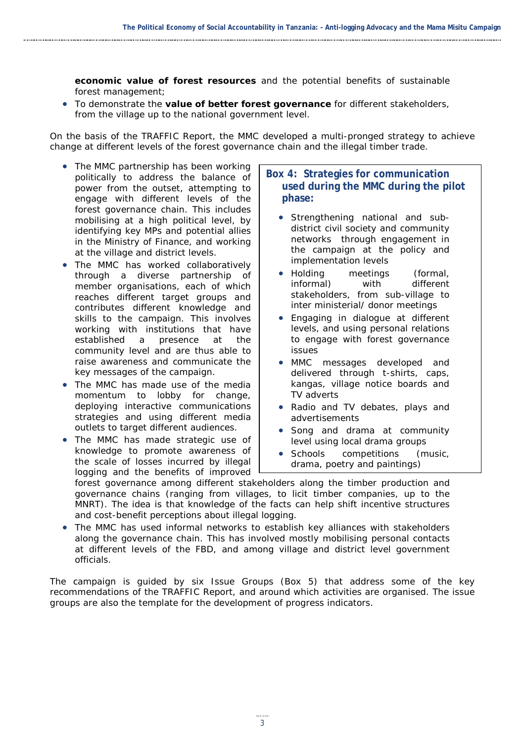- **economic value of forest resources** and the potential benefits of sustainable forest management;
- To demonstrate the **value of better forest governance** for different stakeholders, from the village up to the national government level.

On the basis of the TRAFFIC Report, the MMC developed a multi-pronged strategy to achieve change at different levels of the forest governance chain and the illegal timber trade.

- The MMC partnership has been working politically to address the balance of power from the outset, attempting to engage with different levels of the forest governance chain. This includes mobilising at a high political level, by identifying key MPs and potential allies in the Ministry of Finance, and working at the village and district levels.
- The MMC has worked collaboratively through a diverse partnership of member organisations, each of which reaches different target groups and contributes different knowledge and skills to the campaign. This involves working with institutions that have established a presence at the community level and are thus able to raise awareness and communicate the key messages of the campaign.
- The MMC has made use of the media momentum to lobby for change, deploying interactive communications strategies and using different media outlets to target different audiences.
- The MMC has made strategic use of knowledge to promote awareness of the scale of losses incurred by illegal logging and the benefits of improved forest governance among different stakeholders along the timber production and governance chains (ranging from villages, to licit timber companies, up to the MNRT). The idea is that knowledge of the facts can help shift incentive structures and cost-benefit perceptions about illegal logging.
- The MMC has used informal networks to establish key alliances with stakeholders along the governance chain. This has involved mostly mobilising personal contacts at different levels of the FBD, and among village and district level government officials.

**Box 4: Strategies for communication used during the MMC during the pilot phase:**

- Strengthening national and sub-district civil society and community networks through engagement in the campaign at the policy and implementation levels
- Holding meetings (formal, informal) with different stakeholders, from sub-village to inter ministerial/ donor meetings
- Engaging in dialogue at different levels, and using personal relations to engage with forest governance issues
- MMC messages developed and delivered through t-shirts, caps, kangas, village notice boards and TV adverts
- Radio and TV debates, plays and advertisements
- Song and drama at community level using local drama groups
- Schools competitions (music, drama, poetry and paintings)

The campaign is guided by six Issue Groups (Box 5) that address some of the key recommendations of the TRAFFIC Report, and around which activities are organised. The issue groups are also the template for the development of progress indicators.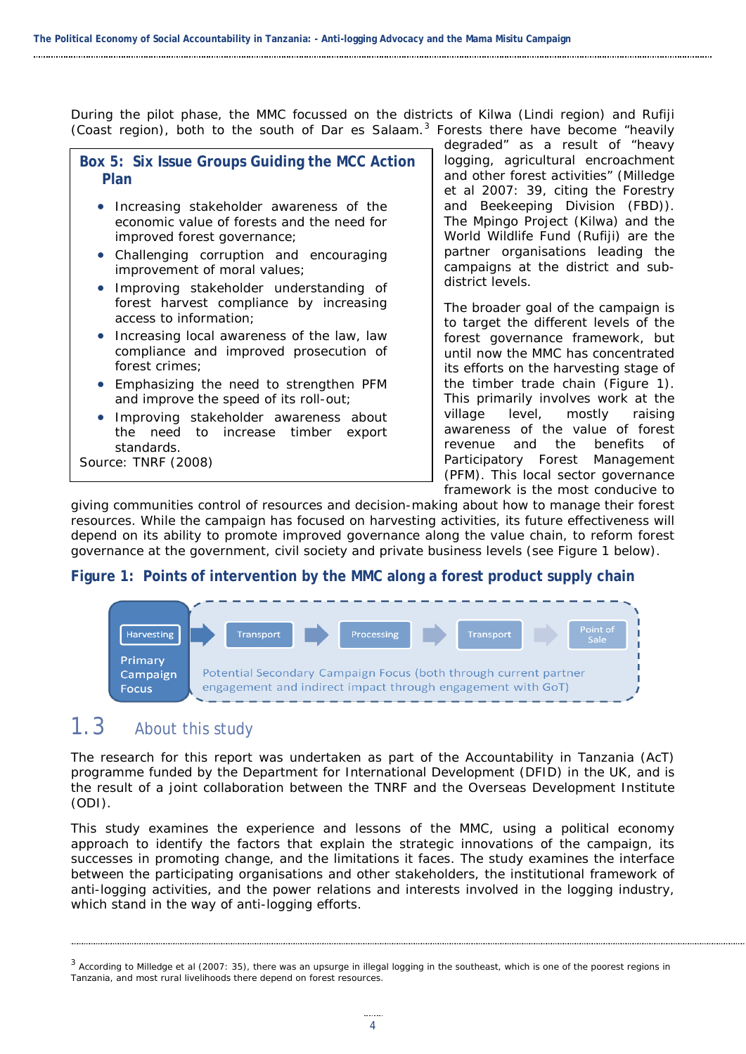During the pilot phase, the MMC focussed on the districts of Kilwa (Lindi region) and Rufiji (Coast region), both to the south of Dar es Salaam.[3] Forests there have become "heavily degraded" as a result of "heavy logging, agricultural encroachment and other forest activities" (Milledge et al 2007: 39, citing the Forestry and Beekeeping Division (FBD)). The Mpingo Project (Kilwa) and the World Wildlife Fund (Rufiji) are the partner organisations leading the campaigns at the district and sub-district levels.

> **Box 5: Six Issue Groups Guiding the MCC Action Plan**
>
> - Increasing stakeholder awareness of the economic value of forests and the need for improved forest governance;
> - Challenging corruption and encouraging improvement of moral values;
> - Improving stakeholder understanding of forest harvest compliance by increasing access to information;
> - Increasing local awareness of the law, law compliance and improved prosecution of forest crimes;
> - Emphasizing the need to strengthen PFM and improve the speed of its roll-out;
> - Improving stakeholder awareness about the need to increase timber export standards.
>
> Source: TNRF (2008)

The broader goal of the campaign is to target the different levels of the forest governance framework, but until now the MMC has concentrated its efforts on the harvesting stage of the timber trade chain (Figure 1). This primarily involves work at the village level, mostly raising awareness of the value of forest revenue and the benefits of Participatory Forest Management (PFM). This local sector governance framework is the most conducive to giving communities control of resources and decision-making about how to manage their forest resources. While the campaign has focused on harvesting activities, its future effectiveness will depend on its ability to promote improved governance along the value chain, to reform forest governance at the government, civil society and private business levels (see Figure 1 below).

**Figure 1: Points of intervention by the MMC along a forest product supply chain**

Harvesting (Primary Campaign Focus) → Transport → Processing → Transport → Point of Sale

Potential Secondary Campaign Focus (both through current partner engagement and indirect impact through engagement with GoT)

## 1.3 About this study

The research for this report was undertaken as part of the Accountability in Tanzania (AcT) programme funded by the Department for International Development (DFID) in the UK, and is the result of a joint collaboration between the TNRF and the Overseas Development Institute (ODI).

This study examines the experience and lessons of the MMC, using a political economy approach to identify the factors that explain the strategic innovations of the campaign, its successes in promoting change, and the limitations it faces. The study examines the interface between the participating organisations and other stakeholders, the institutional framework of anti-logging activities, and the power relations and interests involved in the logging industry, which stand in the way of anti-logging efforts.

---

[3] According to Milledge et al (2007: 35), there was an upsurge in illegal logging in the southeast, which is one of the poorest regions in Tanzania, and most rural livelihoods there depend on forest resources.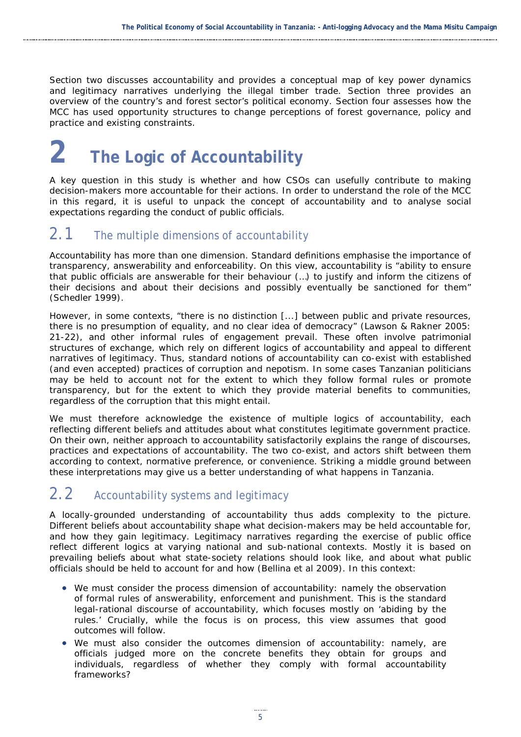Section two discusses accountability and provides a conceptual map of key power dynamics and legitimacy narratives underlying the illegal timber trade. Section three provides an overview of the country's and forest sector's political economy. Section four assesses how the MCC has used opportunity structures to change perceptions of forest governance, policy and practice and existing constraints.

# 2 The Logic of Accountability

A key question in this study is whether and how CSOs can usefully contribute to making decision-makers more accountable for their actions. In order to understand the role of the MCC in this regard, it is useful to unpack the concept of accountability and to analyse social expectations regarding the conduct of public officials.

## 2.1 The multiple dimensions of accountability

Accountability has more than one dimension. Standard definitions emphasise the importance of transparency, answerability and enforceability. On this view, accountability is "ability to ensure that public officials are answerable for their behaviour (…) to justify and inform the citizens of their decisions and about their decisions and possibly eventually be sanctioned for them" (Schedler 1999).

However, in some contexts, "there is no distinction [...] between public and private resources, there is no presumption of equality, and no clear idea of democracy" (Lawson & Rakner 2005: 21-22), and other informal rules of engagement prevail. These often involve patrimonial structures of exchange, which rely on different logics of accountability and appeal to different narratives of legitimacy. Thus, standard notions of accountability can co-exist with established (and even accepted) practices of corruption and nepotism. In some cases Tanzanian politicians may be held to account not for the extent to which they follow formal rules or promote transparency, but for the extent to which they provide material benefits to communities, regardless of the corruption that this might entail.

We must therefore acknowledge the existence of multiple logics of accountability, each reflecting different beliefs and attitudes about what constitutes legitimate government practice. On their own, neither approach to accountability satisfactorily explains the range of discourses, practices and expectations of accountability. The two co-exist, and actors shift between them according to context, normative preference, or convenience. Striking a middle ground between these interpretations may give us a better understanding of what happens in Tanzania.

## 2.2 Accountability systems and legitimacy

A locally-grounded understanding of accountability thus adds complexity to the picture. Different beliefs about accountability shape what decision-makers may be held accountable for, and how they gain legitimacy. Legitimacy narratives regarding the exercise of public office reflect different logics at varying national and sub-national contexts. Mostly it is based on prevailing beliefs about what state-society relations should look like, and about what public officials should be held to account for and how (Bellina et al 2009). In this context:

- We must consider the process dimension of accountability: namely the observation of formal rules of answerability, enforcement and punishment. This is the standard legal-rational discourse of accountability, which focuses mostly on 'abiding by the rules.' Crucially, while the focus is on process, this view assumes that good outcomes will follow.
- We must also consider the outcomes dimension of accountability: namely, are officials judged more on the concrete benefits they obtain for groups and individuals, regardless of whether they comply with formal accountability frameworks?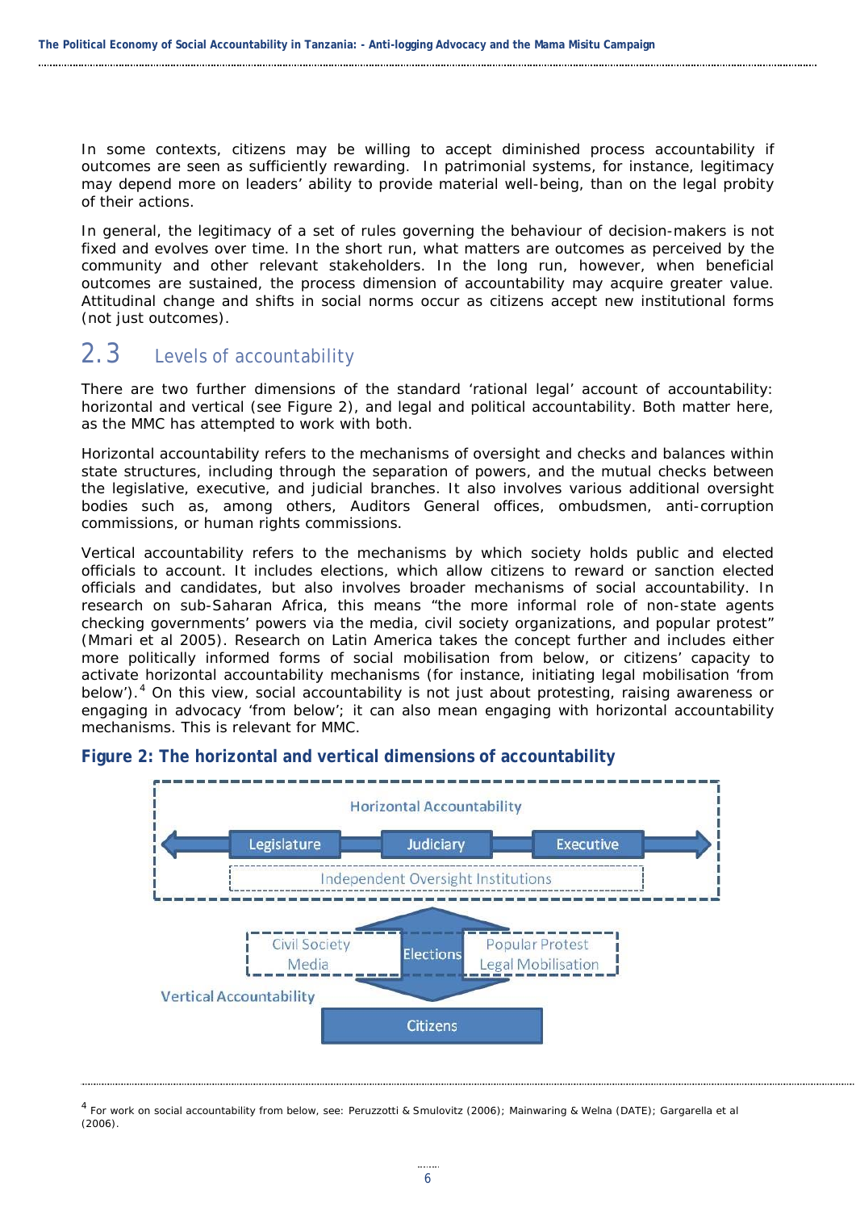In some contexts, citizens may be willing to accept diminished process accountability if outcomes are seen as sufficiently rewarding. In patrimonial systems, for instance, legitimacy may depend more on leaders' ability to provide material well-being, than on the legal probity of their actions.

In general, the legitimacy of a set of rules governing the behaviour of decision-makers is not fixed and evolves over time. In the short run, what matters are outcomes as perceived by the community and other relevant stakeholders. In the long run, however, when beneficial outcomes are sustained, the process dimension of accountability may acquire greater value. Attitudinal change and shifts in social norms occur as citizens accept new institutional forms (not just outcomes).

## 2.3 Levels of accountability

There are two further dimensions of the standard 'rational legal' account of accountability: horizontal and vertical (see Figure 2), and legal and political accountability. Both matter here, as the MMC has attempted to work with both.

Horizontal accountability refers to the mechanisms of oversight and checks and balances within state structures, including through the separation of powers, and the mutual checks between the legislative, executive, and judicial branches. It also involves various additional oversight bodies such as, among others, Auditors General offices, ombudsmen, anti-corruption commissions, or human rights commissions.

Vertical accountability refers to the mechanisms by which society holds public and elected officials to account. It includes elections, which allow citizens to reward or sanction elected officials and candidates, but also involves broader mechanisms of social accountability. In research on sub-Saharan Africa, this means "the more informal role of non-state agents checking governments' powers via the media, civil society organizations, and popular protest" (Mmari et al 2005). Research on Latin America takes the concept further and includes either more politically informed forms of social mobilisation from below, or citizens' capacity to activate horizontal accountability mechanisms (for instance, initiating legal mobilisation 'from below').[4] On this view, social accountability is not just about protesting, raising awareness or engaging in advocacy 'from below'; it can also mean engaging with horizontal accountability mechanisms. This is relevant for MMC.

**Figure 2: The horizontal and vertical dimensions of accountability**

Horizontal Accountability: Legislature — Judiciary — Executive; Independent Oversight Institutions

Vertical Accountability: Civil Society, Media — Elections — Popular Protest, Legal Mobilisation; Citizens

[4] For work on social accountability from below, see: Peruzzotti & Smulovitz (2006); Mainwaring & Welna (DATE); Gargarella et al (2006).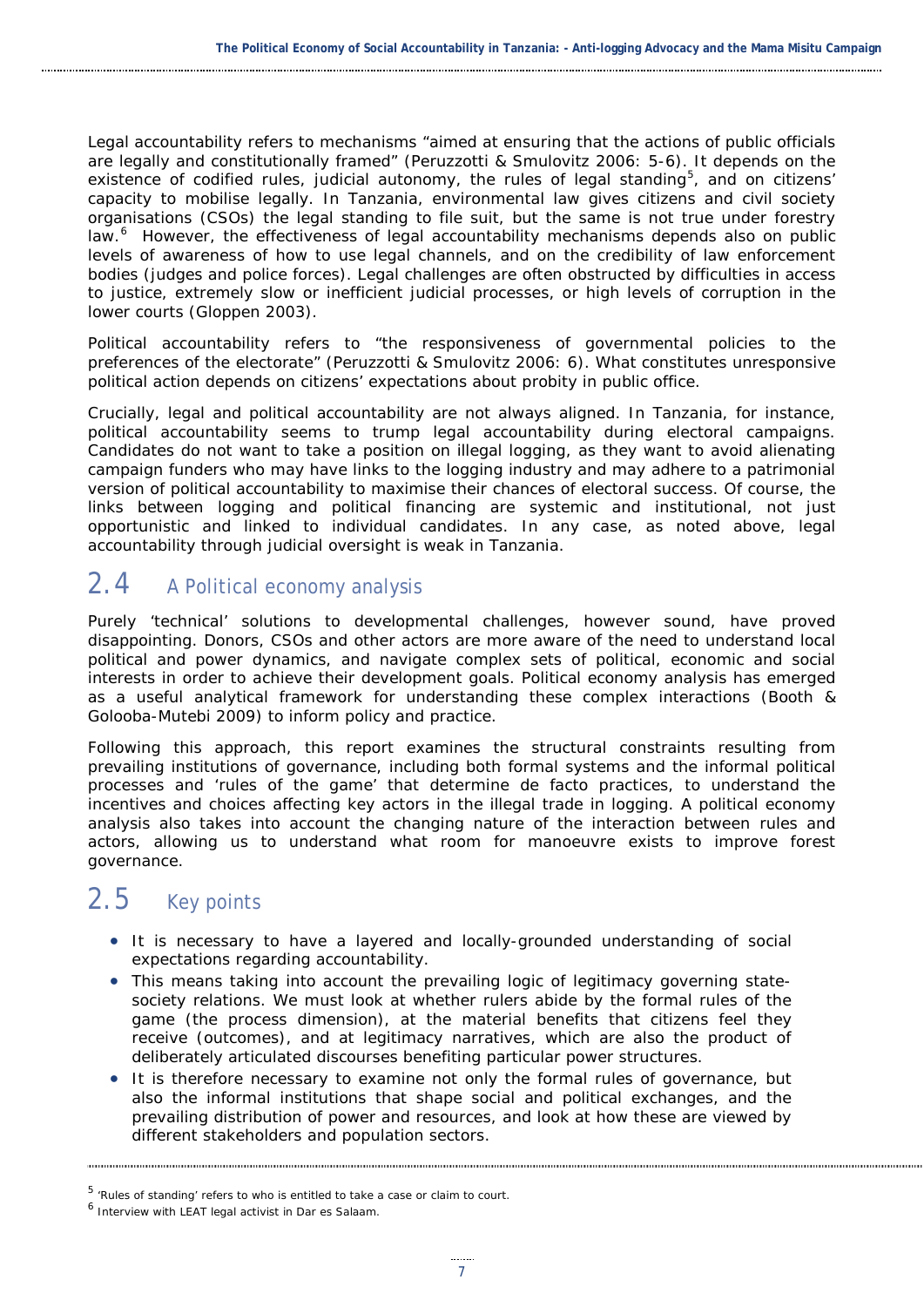Legal accountability refers to mechanisms "aimed at ensuring that the actions of public officials are legally and constitutionally framed" (Peruzzotti & Smulovitz 2006: 5-6). It depends on the existence of codified rules, judicial autonomy, the rules of legal standing[5], and on citizens' capacity to mobilise legally. In Tanzania, environmental law gives citizens and civil society organisations (CSOs) the legal standing to file suit, but the same is not true under forestry law.[6] However, the effectiveness of legal accountability mechanisms depends also on public levels of awareness of how to use legal channels, and on the credibility of law enforcement bodies (judges and police forces). Legal challenges are often obstructed by difficulties in access to justice, extremely slow or inefficient judicial processes, or high levels of corruption in the lower courts (Gloppen 2003).

Political accountability refers to "the responsiveness of governmental policies to the preferences of the electorate" (Peruzzotti & Smulovitz 2006: 6). What constitutes unresponsive political action depends on citizens' expectations about probity in public office.

Crucially, legal and political accountability are not always aligned. In Tanzania, for instance, political accountability seems to trump legal accountability during electoral campaigns. Candidates do not want to take a position on illegal logging, as they want to avoid alienating campaign funders who may have links to the logging industry and may adhere to a patrimonial version of political accountability to maximise their chances of electoral success. Of course, the links between logging and political financing are systemic and institutional, not just opportunistic and linked to individual candidates. In any case, as noted above, legal accountability through judicial oversight is weak in Tanzania.

## 2.4 A Political economy analysis

Purely 'technical' solutions to developmental challenges, however sound, have proved disappointing. Donors, CSOs and other actors are more aware of the need to understand local political and power dynamics, and navigate complex sets of political, economic and social interests in order to achieve their development goals. Political economy analysis has emerged as a useful analytical framework for understanding these complex interactions (Booth & Golooba-Mutebi 2009) to inform policy and practice.

Following this approach, this report examines the structural constraints resulting from prevailing institutions of governance, including both formal systems and the informal political processes and 'rules of the game' that determine de facto practices, to understand the incentives and choices affecting key actors in the illegal trade in logging. A political economy analysis also takes into account the changing nature of the interaction between rules and actors, allowing us to understand what room for manoeuvre exists to improve forest governance.

## 2.5 Key points

- It is necessary to have a layered and locally-grounded understanding of social expectations regarding accountability.
- This means taking into account the prevailing logic of legitimacy governing state-society relations. We must look at whether rulers abide by the formal rules of the game (the process dimension), at the material benefits that citizens feel they receive (outcomes), and at legitimacy narratives, which are also the product of deliberately articulated discourses benefiting particular power structures.
- It is therefore necessary to examine not only the formal rules of governance, but also the informal institutions that shape social and political exchanges, and the prevailing distribution of power and resources, and look at how these are viewed by different stakeholders and population sectors.

---

[5] 'Rules of standing' refers to who is entitled to take a case or claim to court.

[6] Interview with LEAT legal activist in Dar es Salaam.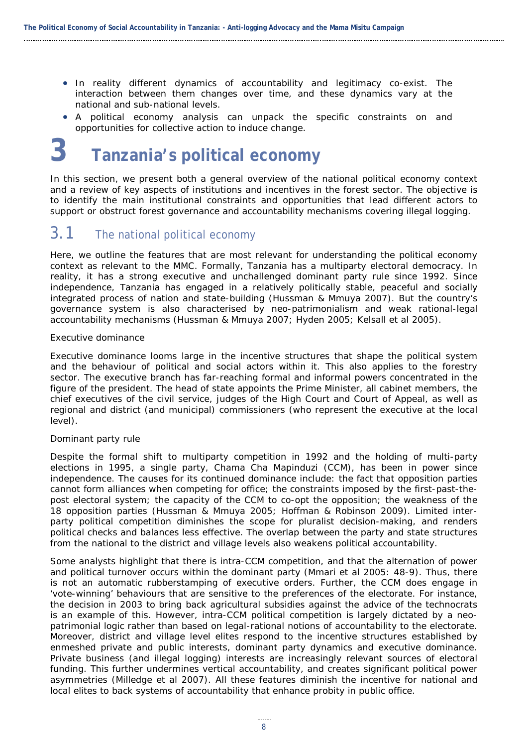- In reality different dynamics of accountability and legitimacy co-exist. The interaction between them changes over time, and these dynamics vary at the national and sub-national levels.
- A political economy analysis can unpack the specific constraints on and opportunities for collective action to induce change.

# 3 Tanzania's political economy

In this section, we present both a general overview of the national political economy context and a review of key aspects of institutions and incentives in the forest sector. The objective is to identify the main institutional constraints and opportunities that lead different actors to support or obstruct forest governance and accountability mechanisms covering illegal logging.

## 3.1 The national political economy

Here, we outline the features that are most relevant for understanding the political economy context as relevant to the MMC. Formally, Tanzania has a multiparty electoral democracy. In reality, it has a strong executive and unchallenged dominant party rule since 1992. Since independence, Tanzania has engaged in a relatively politically stable, peaceful and socially integrated process of nation and state-building (Hussman & Mmuya 2007). But the country's governance system is also characterised by neo-patrimonialism and weak rational-legal accountability mechanisms (Hussman & Mmuya 2007; Hyden 2005; Kelsall et al 2005).

Executive dominance

Executive dominance looms large in the incentive structures that shape the political system and the behaviour of political and social actors within it. This also applies to the forestry sector. The executive branch has far-reaching formal and informal powers concentrated in the figure of the president. The head of state appoints the Prime Minister, all cabinet members, the chief executives of the civil service, judges of the High Court and Court of Appeal, as well as regional and district (and municipal) commissioners (who represent the executive at the local level).

Dominant party rule

Despite the formal shift to multiparty competition in 1992 and the holding of multi-party elections in 1995, a single party, Chama Cha Mapinduzi (CCM), has been in power since independence. The causes for its continued dominance include: the fact that opposition parties cannot form alliances when competing for office; the constraints imposed by the first-past-the-post electoral system; the capacity of the CCM to co-opt the opposition; the weakness of the 18 opposition parties (Hussman & Mmuya 2005; Hoffman & Robinson 2009). Limited inter-party political competition diminishes the scope for pluralist decision-making, and renders political checks and balances less effective. The overlap between the party and state structures from the national to the district and village levels also weakens political accountability.

Some analysts highlight that there is intra-CCM competition, and that the alternation of power and political turnover occurs within the dominant party (Mmari et al 2005: 48-9). Thus, there is not an automatic rubberstamping of executive orders. Further, the CCM does engage in 'vote-winning' behaviours that are sensitive to the preferences of the electorate. For instance, the decision in 2003 to bring back agricultural subsidies against the advice of the technocrats is an example of this. However, intra-CCM political competition is largely dictated by a neo-patrimonial logic rather than based on legal-rational notions of accountability to the electorate. Moreover, district and village level elites respond to the incentive structures established by enmeshed private and public interests, dominant party dynamics and executive dominance. Private business (and illegal logging) interests are increasingly relevant sources of electoral funding. This further undermines vertical accountability, and creates significant political power asymmetries (Milledge et al 2007). All these features diminish the incentive for national and local elites to back systems of accountability that enhance probity in public office.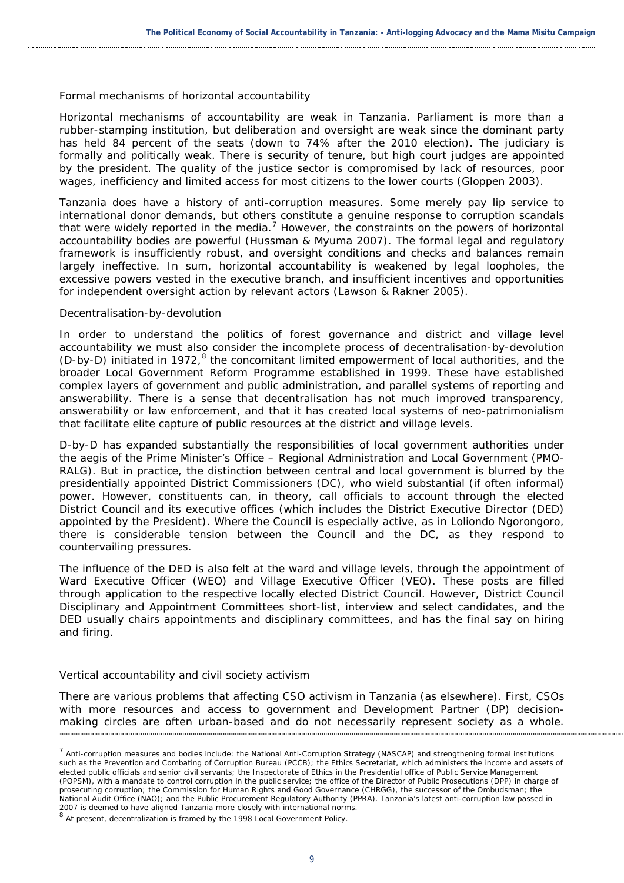### Formal mechanisms of horizontal accountability

Horizontal mechanisms of accountability are weak in Tanzania. Parliament is more than a rubber-stamping institution, but deliberation and oversight are weak since the dominant party has held 84 percent of the seats (down to 74% after the 2010 election). The judiciary is formally and politically weak. There is security of tenure, but high court judges are appointed by the president. The quality of the justice sector is compromised by lack of resources, poor wages, inefficiency and limited access for most citizens to the lower courts (Gloppen 2003).

Tanzania does have a history of anti-corruption measures. Some merely pay lip service to international donor demands, but others constitute a genuine response to corruption scandals that were widely reported in the media.[7] However, the constraints on the powers of horizontal accountability bodies are powerful (Hussman & Myuma 2007). The formal legal and regulatory framework is insufficiently robust, and oversight conditions and checks and balances remain largely ineffective. In sum, horizontal accountability is weakened by legal loopholes, the excessive powers vested in the executive branch, and insufficient incentives and opportunities for independent oversight action by relevant actors (Lawson & Rakner 2005).

### Decentralisation-by-devolution

In order to understand the politics of forest governance and district and village level accountability we must also consider the incomplete process of decentralisation-by-devolution (D-by-D) initiated in 1972,[8] the concomitant limited empowerment of local authorities, and the broader Local Government Reform Programme established in 1999. These have established complex layers of government and public administration, and parallel systems of reporting and answerability. There is a sense that decentralisation has not much improved transparency, answerability or law enforcement, and that it has created local systems of neo-patrimonialism that facilitate elite capture of public resources at the district and village levels.

D-by-D has expanded substantially the responsibilities of local government authorities under the aegis of the Prime Minister's Office – Regional Administration and Local Government (PMO-RALG). But in practice, the distinction between central and local government is blurred by the presidentially appointed District Commissioners (DC), who wield substantial (if often informal) power. However, constituents can, in theory, call officials to account through the elected District Council and its executive offices (which includes the District Executive Director (DED) appointed by the President). Where the Council is especially active, as in Loliondo Ngorongoro, there is considerable tension between the Council and the DC, as they respond to countervailing pressures.

The influence of the DED is also felt at the ward and village levels, through the appointment of Ward Executive Officer (WEO) and Village Executive Officer (VEO). These posts are filled through application to the respective locally elected District Council. However, District Council Disciplinary and Appointment Committees short-list, interview and select candidates, and the DED usually chairs appointments and disciplinary committees, and has the final say on hiring and firing.

### Vertical accountability and civil society activism

There are various problems that affecting CSO activism in Tanzania (as elsewhere). First, CSOs with more resources and access to government and Development Partner (DP) decision-making circles are often urban-based and do not necessarily represent society as a whole.

---

[7] Anti-corruption measures and bodies include: the National Anti-Corruption Strategy (NASCAP) and strengthening formal institutions such as the Prevention and Combating of Corruption Bureau (PCCB); the Ethics Secretariat, which administers the income and assets of elected public officials and senior civil servants; the Inspectorate of Ethics in the Presidential office of Public Service Management (POPSM), with a mandate to control corruption in the public service; the office of the Director of Public Prosecutions (DPP) in charge of prosecuting corruption; the Commission for Human Rights and Good Governance (CHRGG), the successor of the Ombudsman; the National Audit Office (NAO); and the Public Procurement Regulatory Authority (PPRA). Tanzania's latest anti-corruption law passed in 2007 is deemed to have aligned Tanzania more closely with international norms.

[8] At present, decentralization is framed by the 1998 Local Government Policy.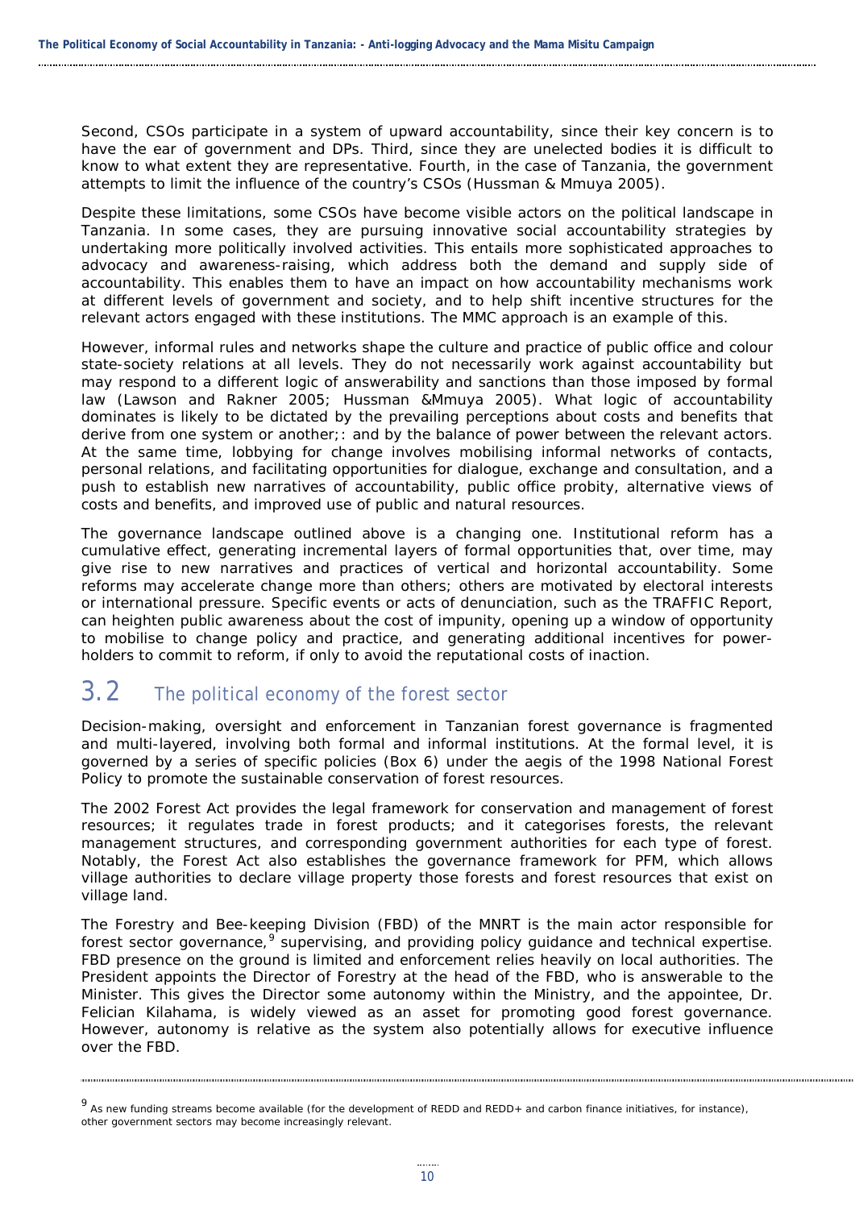Second, CSOs participate in a system of upward accountability, since their key concern is to have the ear of government and DPs. Third, since they are unelected bodies it is difficult to know to what extent they are representative. Fourth, in the case of Tanzania, the government attempts to limit the influence of the country's CSOs (Hussman & Mmuya 2005).

Despite these limitations, some CSOs have become visible actors on the political landscape in Tanzania. In some cases, they are pursuing innovative social accountability strategies by undertaking more politically involved activities. This entails more sophisticated approaches to advocacy and awareness-raising, which address both the demand and supply side of accountability. This enables them to have an impact on how accountability mechanisms work at different levels of government and society, and to help shift incentive structures for the relevant actors engaged with these institutions. The MMC approach is an example of this.

However, informal rules and networks shape the culture and practice of public office and colour state-society relations at all levels. They do not necessarily work against accountability but may respond to a different logic of answerability and sanctions than those imposed by formal law (Lawson and Rakner 2005; Hussman &Mmuya 2005). What logic of accountability dominates is likely to be dictated by the prevailing perceptions about costs and benefits that derive from one system or another;: and by the balance of power between the relevant actors. At the same time, lobbying for change involves mobilising informal networks of contacts, personal relations, and facilitating opportunities for dialogue, exchange and consultation, and a push to establish new narratives of accountability, public office probity, alternative views of costs and benefits, and improved use of public and natural resources.

The governance landscape outlined above is a changing one. Institutional reform has a cumulative effect, generating incremental layers of formal opportunities that, over time, may give rise to new narratives and practices of vertical and horizontal accountability. Some reforms may accelerate change more than others; others are motivated by electoral interests or international pressure. Specific events or acts of denunciation, such as the TRAFFIC Report, can heighten public awareness about the cost of impunity, opening up a window of opportunity to mobilise to change policy and practice, and generating additional incentives for power-holders to commit to reform, if only to avoid the reputational costs of inaction.

## 3.2 The political economy of the forest sector

Decision-making, oversight and enforcement in Tanzanian forest governance is fragmented and multi-layered, involving both formal and informal institutions. At the formal level, it is governed by a series of specific policies (Box 6) under the aegis of the 1998 National Forest Policy to promote the sustainable conservation of forest resources.

The 2002 Forest Act provides the legal framework for conservation and management of forest resources; it regulates trade in forest products; and it categorises forests, the relevant management structures, and corresponding government authorities for each type of forest. Notably, the Forest Act also establishes the governance framework for PFM, which allows village authorities to declare village property those forests and forest resources that exist on village land.

The Forestry and Bee-keeping Division (FBD) of the MNRT is the main actor responsible for forest sector governance,[9] supervising, and providing policy guidance and technical expertise. FBD presence on the ground is limited and enforcement relies heavily on local authorities. The President appoints the Director of Forestry at the head of the FBD, who is answerable to the Minister. This gives the Director some autonomy within the Ministry, and the appointee, Dr. Felician Kilahama, is widely viewed as an asset for promoting good forest governance. However, autonomy is relative as the system also potentially allows for executive influence over the FBD.

[9] As new funding streams become available (for the development of REDD and REDD+ and carbon finance initiatives, for instance), other government sectors may become increasingly relevant.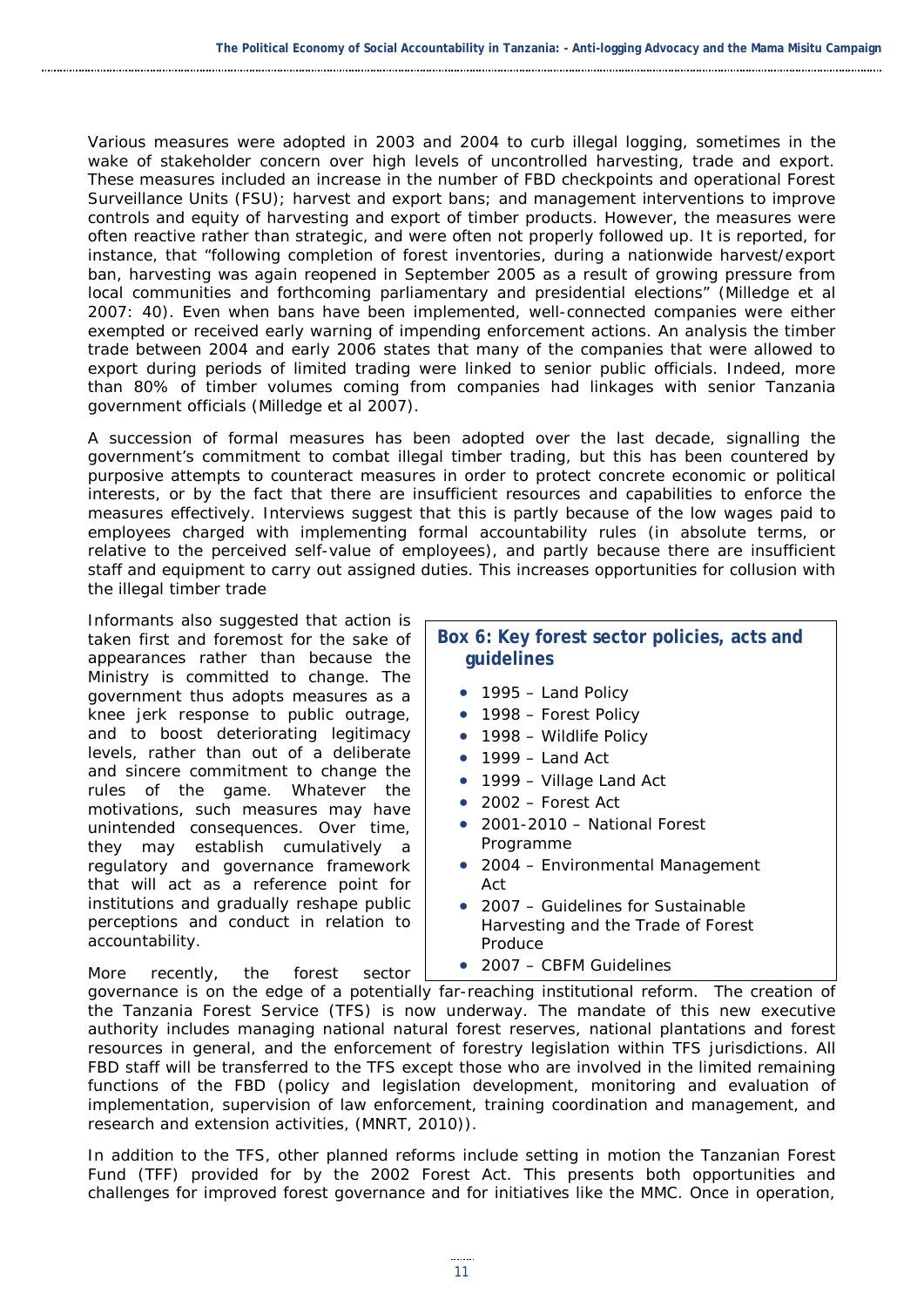Various measures were adopted in 2003 and 2004 to curb illegal logging, sometimes in the wake of stakeholder concern over high levels of uncontrolled harvesting, trade and export. These measures included an increase in the number of FBD checkpoints and operational Forest Surveillance Units (FSU); harvest and export bans; and management interventions to improve controls and equity of harvesting and export of timber products. However, the measures were often reactive rather than strategic, and were often not properly followed up. It is reported, for instance, that "following completion of forest inventories, during a nationwide harvest/export ban, harvesting was again reopened in September 2005 as a result of growing pressure from local communities and forthcoming parliamentary and presidential elections" (Milledge et al 2007: 40). Even when bans have been implemented, well-connected companies were either exempted or received early warning of impending enforcement actions. An analysis the timber trade between 2004 and early 2006 states that many of the companies that were allowed to export during periods of limited trading were linked to senior public officials. Indeed, more than 80% of timber volumes coming from companies had linkages with senior Tanzania government officials (Milledge et al 2007).

A succession of formal measures has been adopted over the last decade, signalling the government's commitment to combat illegal timber trading, but this has been countered by purposive attempts to counteract measures in order to protect concrete economic or political interests, or by the fact that there are insufficient resources and capabilities to enforce the measures effectively. Interviews suggest that this is partly because of the low wages paid to employees charged with implementing formal accountability rules (in absolute terms, or relative to the perceived self-value of employees), and partly because there are insufficient staff and equipment to carry out assigned duties. This increases opportunities for collusion with the illegal timber trade

Informants also suggested that action is taken first and foremost for the sake of appearances rather than because the Ministry is committed to change. The government thus adopts measures as a knee jerk response to public outrage, and to boost deteriorating legitimacy levels, rather than out of a deliberate and sincere commitment to change the rules of the game. Whatever the motivations, such measures may have unintended consequences. Over time, they may establish cumulatively a regulatory and governance framework that will act as a reference point for institutions and gradually reshape public perceptions and conduct in relation to accountability.

**Box 6: Key forest sector policies, acts and guidelines**

- 1995 – Land Policy
- 1998 – Forest Policy
- 1998 – Wildlife Policy
- 1999 – Land Act
- 1999 – Village Land Act
- 2002 – Forest Act
- 2001-2010 – National Forest Programme
- 2004 – Environmental Management Act
- 2007 – Guidelines for Sustainable Harvesting and the Trade of Forest Produce
- 2007 – CBFM Guidelines

More recently, the forest sector governance is on the edge of a potentially far-reaching institutional reform. The creation of the Tanzania Forest Service (TFS) is now underway. The mandate of this new executive authority includes managing national natural forest reserves, national plantations and forest resources in general, and the enforcement of forestry legislation within TFS jurisdictions. All FBD staff will be transferred to the TFS except those who are involved in the limited remaining functions of the FBD (policy and legislation development, monitoring and evaluation of implementation, supervision of law enforcement, training coordination and management, and research and extension activities, (MNRT, 2010)).

In addition to the TFS, other planned reforms include setting in motion the Tanzanian Forest Fund (TFF) provided for by the 2002 Forest Act. This presents both opportunities and challenges for improved forest governance and for initiatives like the MMC. Once in operation,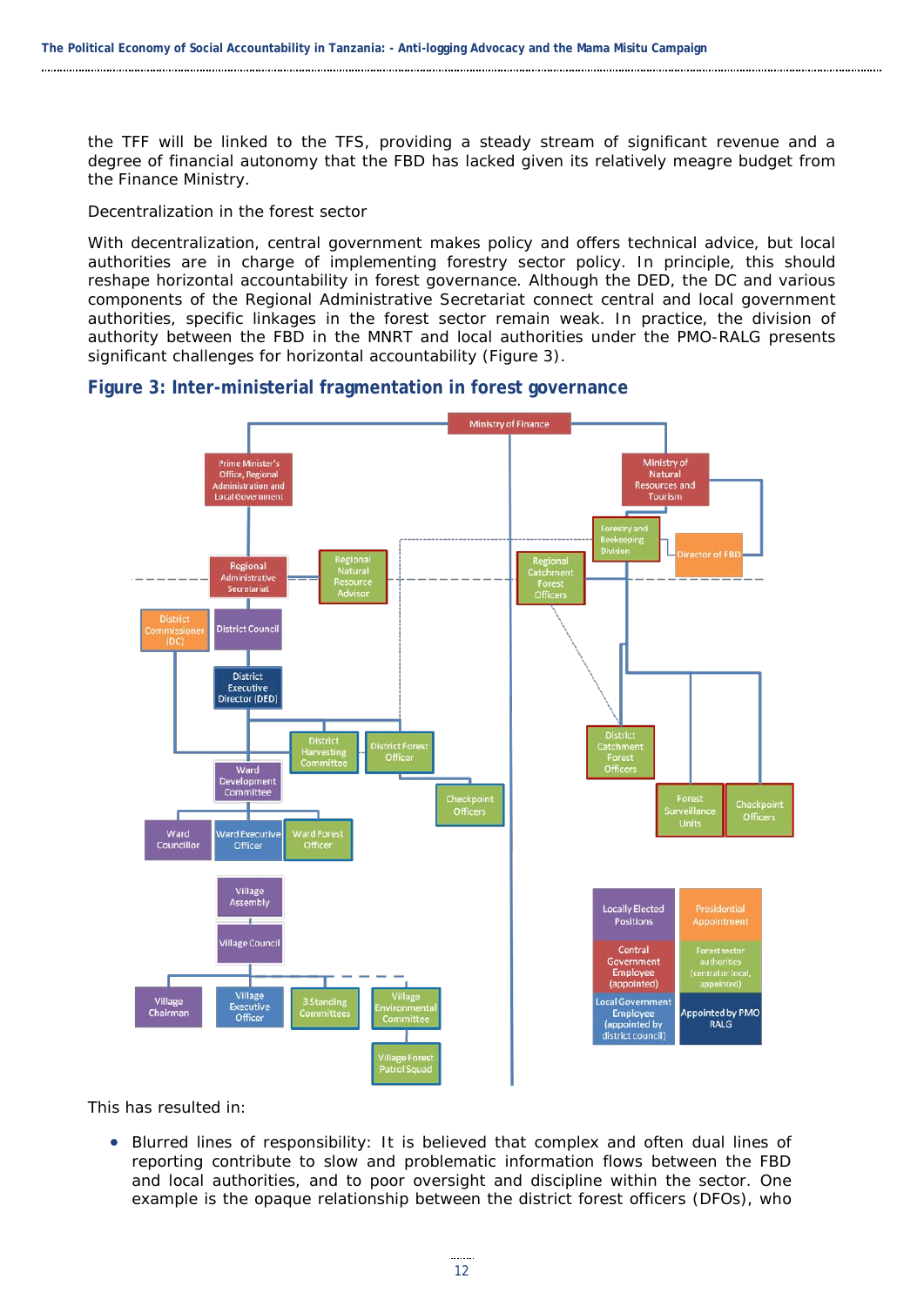the TFF will be linked to the TFS, providing a steady stream of significant revenue and a degree of financial autonomy that the FBD has lacked given its relatively meagre budget from the Finance Ministry.

Decentralization in the forest sector

With decentralization, central government makes policy and offers technical advice, but local authorities are in charge of implementing forestry sector policy. In principle, this should reshape horizontal accountability in forest governance. Although the DED, the DC and various components of the Regional Administrative Secretariat connect central and local government authorities, specific linkages in the forest sector remain weak. In practice, the division of authority between the FBD in the MNRT and local authorities under the PMO-RALG presents significant challenges for horizontal accountability (Figure 3).

### Figure 3: Inter-ministerial fragmentation in forest governance

Ministry of Finance

Prime Minister's Office, Regional Administration and Local Government

Ministry of Natural Resources and Tourism

Forestry and Beekeeping Division

Director of FBD

Regional Administrative Secretariat

Regional Natural Resource Advisor

Regional Catchment Forest Officers

District Commissioner (DC)

District Council

District Executive Director (DED)

District Harvesting Committee

District Forest Officer

Checkpoint Officers

District Catchment Forest Officers

Forest Surveillance Units

Checkpoint Officers

Ward Development Committee

Ward Councillor

Ward Executive Officer

Ward Forest Officer

Village Assembly

Village Council

Village Chairman

Village Executive Officer

3 Standing Committees

Village Environmental Committee

Village Forest Patrol Squad

| | |
|---|---|
| Locally Elected Positions | Presidential Appointment |
| Central Government Employee (appointed) | Forest sector authorities (central or local, appointed) |
| Local Government Employee (appointed by district council) | Appointed by PMO RALG |

This has resulted in:

- Blurred lines of responsibility: It is believed that complex and often dual lines of reporting contribute to slow and problematic information flows between the FBD and local authorities, and to poor oversight and discipline within the sector. One example is the opaque relationship between the district forest officers (DFOs), who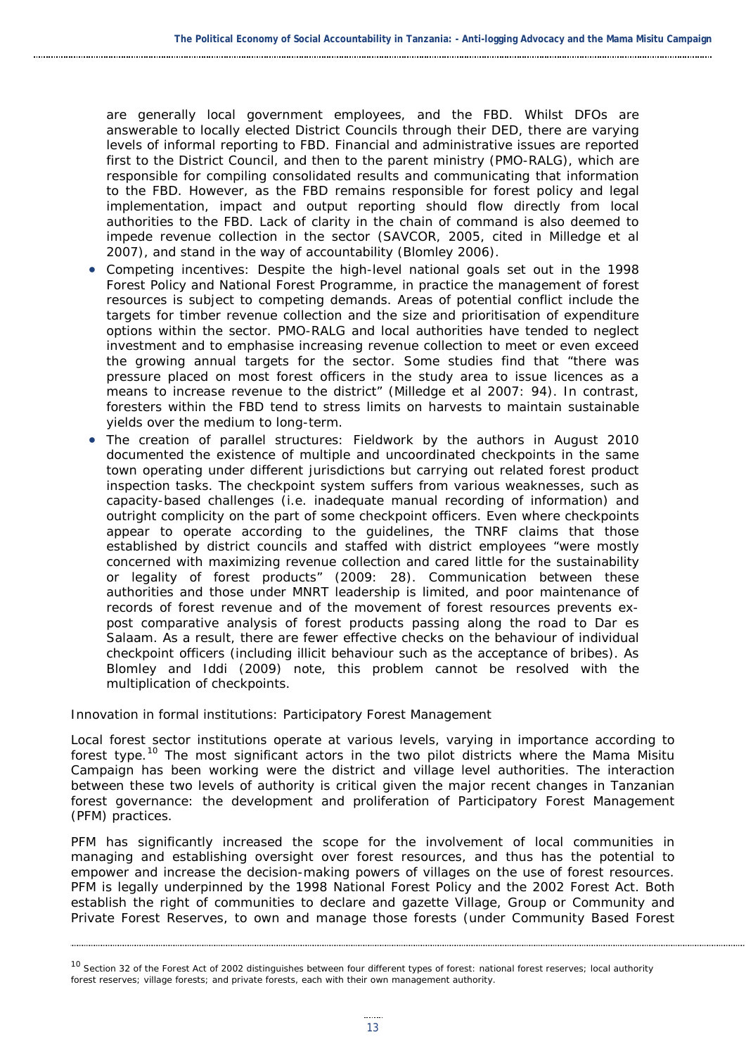are generally local government employees, and the FBD. Whilst DFOs are answerable to locally elected District Councils through their DED, there are varying levels of informal reporting to FBD. Financial and administrative issues are reported first to the District Council, and then to the parent ministry (PMO-RALG), which are responsible for compiling consolidated results and communicating that information to the FBD. However, as the FBD remains responsible for forest policy and legal implementation, impact and output reporting should flow directly from local authorities to the FBD. Lack of clarity in the chain of command is also deemed to impede revenue collection in the sector (SAVCOR, 2005, cited in Milledge et al 2007), and stand in the way of accountability (Blomley 2006).

- Competing incentives: Despite the high-level national goals set out in the 1998 Forest Policy and National Forest Programme, in practice the management of forest resources is subject to competing demands. Areas of potential conflict include the targets for timber revenue collection and the size and prioritisation of expenditure options within the sector. PMO-RALG and local authorities have tended to neglect investment and to emphasise increasing revenue collection to meet or even exceed the growing annual targets for the sector. Some studies find that "there was pressure placed on most forest officers in the study area to issue licences as a means to increase revenue to the district" (Milledge et al 2007: 94). In contrast, foresters within the FBD tend to stress limits on harvests to maintain sustainable yields over the medium to long-term.
- The creation of parallel structures: Fieldwork by the authors in August 2010 documented the existence of multiple and uncoordinated checkpoints in the same town operating under different jurisdictions but carrying out related forest product inspection tasks. The checkpoint system suffers from various weaknesses, such as capacity-based challenges (i.e. inadequate manual recording of information) and outright complicity on the part of some checkpoint officers. Even where checkpoints appear to operate according to the guidelines, the TNRF claims that those established by district councils and staffed with district employees "were mostly concerned with maximizing revenue collection and cared little for the sustainability or legality of forest products" (2009: 28). Communication between these authorities and those under MNRT leadership is limited, and poor maintenance of records of forest revenue and of the movement of forest resources prevents ex-post comparative analysis of forest products passing along the road to Dar es Salaam. As a result, there are fewer effective checks on the behaviour of individual checkpoint officers (including illicit behaviour such as the acceptance of bribes). As Blomley and Iddi (2009) note, this problem cannot be resolved with the multiplication of checkpoints.

### Innovation in formal institutions: Participatory Forest Management

Local forest sector institutions operate at various levels, varying in importance according to forest type.[10] The most significant actors in the two pilot districts where the Mama Misitu Campaign has been working were the district and village level authorities. The interaction between these two levels of authority is critical given the major recent changes in Tanzanian forest governance: the development and proliferation of Participatory Forest Management (PFM) practices.

PFM has significantly increased the scope for the involvement of local communities in managing and establishing oversight over forest resources, and thus has the potential to empower and increase the decision-making powers of villages on the use of forest resources. PFM is legally underpinned by the 1998 National Forest Policy and the 2002 Forest Act. Both establish the right of communities to declare and gazette Village, Group or Community and Private Forest Reserves, to own and manage those forests (under Community Based Forest

---

[10] Section 32 of the Forest Act of 2002 distinguishes between four different types of forest: national forest reserves; local authority forest reserves; village forests; and private forests, each with their own management authority.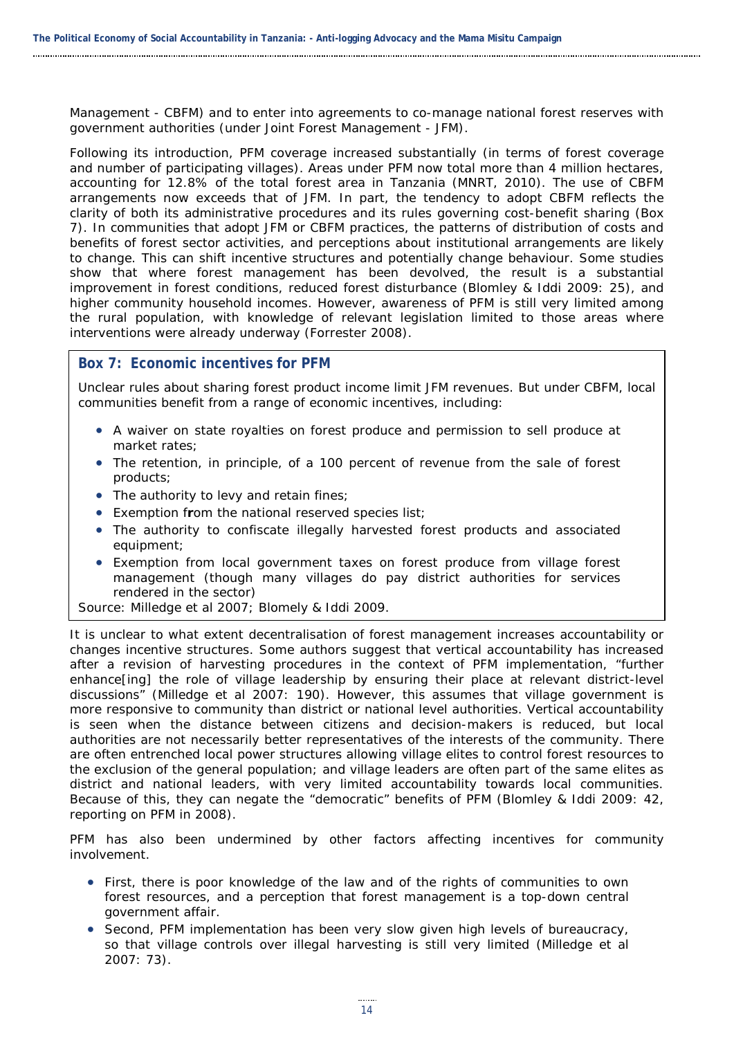Management - CBFM) and to enter into agreements to co-manage national forest reserves with government authorities (under Joint Forest Management - JFM).

Following its introduction, PFM coverage increased substantially (in terms of forest coverage and number of participating villages). Areas under PFM now total more than 4 million hectares, accounting for 12.8% of the total forest area in Tanzania (MNRT, 2010). The use of CBFM arrangements now exceeds that of JFM. In part, the tendency to adopt CBFM reflects the clarity of both its administrative procedures and its rules governing cost-benefit sharing (Box 7). In communities that adopt JFM or CBFM practices, the patterns of distribution of costs and benefits of forest sector activities, and perceptions about institutional arrangements are likely to change. This can shift incentive structures and potentially change behaviour. Some studies show that where forest management has been devolved, the result is a substantial improvement in forest conditions, reduced forest disturbance (Blomley & Iddi 2009: 25), and higher community household incomes. However, awareness of PFM is still very limited among the rural population, with knowledge of relevant legislation limited to those areas where interventions were already underway (Forrester 2008).

### Box 7: Economic incentives for PFM

Unclear rules about sharing forest product income limit JFM revenues. But under CBFM, local communities benefit from a range of economic incentives, including:

- A waiver on state royalties on forest produce and permission to sell produce at market rates;
- The retention, in principle, of a 100 percent of revenue from the sale of forest products;
- The authority to levy and retain fines;
- Exemption from the national reserved species list;
- The authority to confiscate illegally harvested forest products and associated equipment;
- Exemption from local government taxes on forest produce from village forest management (though many villages do pay district authorities for services rendered in the sector)

Source: Milledge et al 2007; Blomely & Iddi 2009.

It is unclear to what extent decentralisation of forest management increases accountability or changes incentive structures. Some authors suggest that vertical accountability has increased after a revision of harvesting procedures in the context of PFM implementation, "further enhance[ing] the role of village leadership by ensuring their place at relevant district-level discussions" (Milledge et al 2007: 190). However, this assumes that village government is more responsive to community than district or national level authorities. Vertical accountability is seen when the distance between citizens and decision-makers is reduced, but local authorities are not necessarily better representatives of the interests of the community. There are often entrenched local power structures allowing village elites to control forest resources to the exclusion of the general population; and village leaders are often part of the same elites as district and national leaders, with very limited accountability towards local communities. Because of this, they can negate the "democratic" benefits of PFM (Blomley & Iddi 2009: 42, reporting on PFM in 2008).

PFM has also been undermined by other factors affecting incentives for community involvement.

- First, there is poor knowledge of the law and of the rights of communities to own forest resources, and a perception that forest management is a top-down central government affair.
- Second, PFM implementation has been very slow given high levels of bureaucracy, so that village controls over illegal harvesting is still very limited (Milledge et al 2007: 73).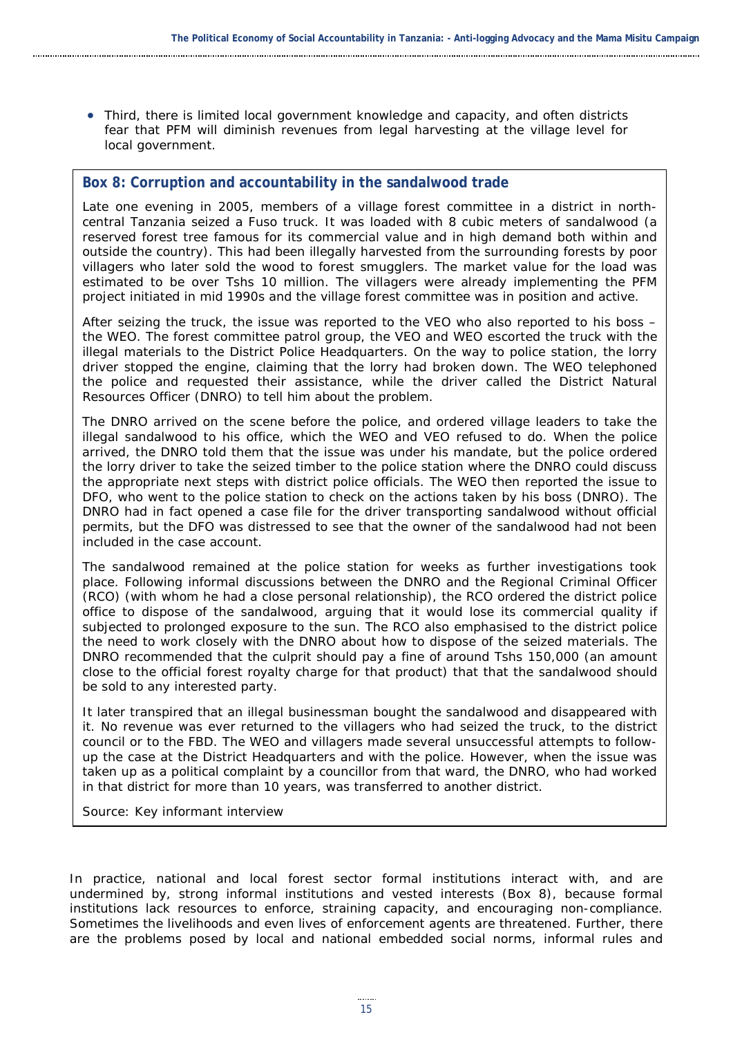- Third, there is limited local government knowledge and capacity, and often districts fear that PFM will diminish revenues from legal harvesting at the village level for local government.

### Box 8: Corruption and accountability in the sandalwood trade

Late one evening in 2005, members of a village forest committee in a district in north-central Tanzania seized a Fuso truck. It was loaded with 8 cubic meters of sandalwood (a reserved forest tree famous for its commercial value and in high demand both within and outside the country). This had been illegally harvested from the surrounding forests by poor villagers who later sold the wood to forest smugglers. The market value for the load was estimated to be over Tshs 10 million. The villagers were already implementing the PFM project initiated in mid 1990s and the village forest committee was in position and active.

After seizing the truck, the issue was reported to the VEO who also reported to his boss – the WEO. The forest committee patrol group, the VEO and WEO escorted the truck with the illegal materials to the District Police Headquarters. On the way to police station, the lorry driver stopped the engine, claiming that the lorry had broken down. The WEO telephoned the police and requested their assistance, while the driver called the District Natural Resources Officer (DNRO) to tell him about the problem.

The DNRO arrived on the scene before the police, and ordered village leaders to take the illegal sandalwood to his office, which the WEO and VEO refused to do. When the police arrived, the DNRO told them that the issue was under his mandate, but the police ordered the lorry driver to take the seized timber to the police station where the DNRO could discuss the appropriate next steps with district police officials. The WEO then reported the issue to DFO, who went to the police station to check on the actions taken by his boss (DNRO). The DNRO had in fact opened a case file for the driver transporting sandalwood without official permits, but the DFO was distressed to see that the owner of the sandalwood had not been included in the case account.

The sandalwood remained at the police station for weeks as further investigations took place. Following informal discussions between the DNRO and the Regional Criminal Officer (RCO) (with whom he had a close personal relationship), the RCO ordered the district police office to dispose of the sandalwood, arguing that it would lose its commercial quality if subjected to prolonged exposure to the sun. The RCO also emphasised to the district police the need to work closely with the DNRO about how to dispose of the seized materials. The DNRO recommended that the culprit should pay a fine of around Tshs 150,000 (an amount close to the official forest royalty charge for that product) that that the sandalwood should be sold to any interested party.

It later transpired that an illegal businessman bought the sandalwood and disappeared with it. No revenue was ever returned to the villagers who had seized the truck, to the district council or to the FBD. The WEO and villagers made several unsuccessful attempts to follow-up the case at the District Headquarters and with the police. However, when the issue was taken up as a political complaint by a councillor from that ward, the DNRO, who had worked in that district for more than 10 years, was transferred to another district.

Source: Key informant interview

In practice, national and local forest sector formal institutions interact with, and are undermined by, strong informal institutions and vested interests (Box 8), because formal institutions lack resources to enforce, straining capacity, and encouraging non-compliance. Sometimes the livelihoods and even lives of enforcement agents are threatened. Further, there are the problems posed by local and national embedded social norms, informal rules and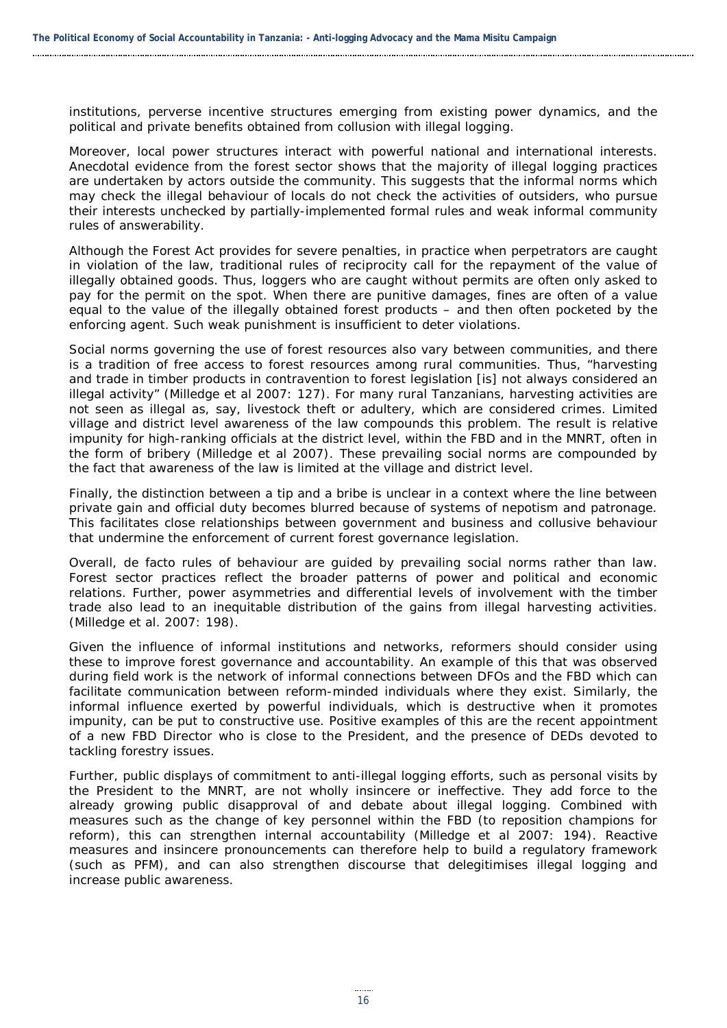institutions, perverse incentive structures emerging from existing power dynamics, and the political and private benefits obtained from collusion with illegal logging.

Moreover, local power structures interact with powerful national and international interests. Anecdotal evidence from the forest sector shows that the majority of illegal logging practices are undertaken by actors outside the community. This suggests that the informal norms which may check the illegal behaviour of locals do not check the activities of outsiders, who pursue their interests unchecked by partially-implemented formal rules and weak informal community rules of answerability.

Although the Forest Act provides for severe penalties, in practice when perpetrators are caught in violation of the law, traditional rules of reciprocity call for the repayment of the value of illegally obtained goods. Thus, loggers who are caught without permits are often only asked to pay for the permit on the spot. When there are punitive damages, fines are often of a value equal to the value of the illegally obtained forest products – and then often pocketed by the enforcing agent. Such weak punishment is insufficient to deter violations.

Social norms governing the use of forest resources also vary between communities, and there is a tradition of free access to forest resources among rural communities. Thus, "harvesting and trade in timber products in contravention to forest legislation [is] not always considered an illegal activity" (Milledge et al 2007: 127). For many rural Tanzanians, harvesting activities are not seen as illegal as, say, livestock theft or adultery, which are considered crimes. Limited village and district level awareness of the law compounds this problem. The result is relative impunity for high-ranking officials at the district level, within the FBD and in the MNRT, often in the form of bribery (Milledge et al 2007). These prevailing social norms are compounded by the fact that awareness of the law is limited at the village and district level.

Finally, the distinction between a tip and a bribe is unclear in a context where the line between private gain and official duty becomes blurred because of systems of nepotism and patronage. This facilitates close relationships between government and business and collusive behaviour that undermine the enforcement of current forest governance legislation.

Overall, de facto rules of behaviour are guided by prevailing social norms rather than law. Forest sector practices reflect the broader patterns of power and political and economic relations. Further, power asymmetries and differential levels of involvement with the timber trade also lead to an inequitable distribution of the gains from illegal harvesting activities. (Milledge et al. 2007: 198).

Given the influence of informal institutions and networks, reformers should consider using these to improve forest governance and accountability. An example of this that was observed during field work is the network of informal connections between DFOs and the FBD which can facilitate communication between reform-minded individuals where they exist. Similarly, the informal influence exerted by powerful individuals, which is destructive when it promotes impunity, can be put to constructive use. Positive examples of this are the recent appointment of a new FBD Director who is close to the President, and the presence of DEDs devoted to tackling forestry issues.

Further, public displays of commitment to anti-illegal logging efforts, such as personal visits by the President to the MNRT, are not wholly insincere or ineffective. They add force to the already growing public disapproval of and debate about illegal logging. Combined with measures such as the change of key personnel within the FBD (to reposition champions for reform), this can strengthen internal accountability (Milledge et al 2007: 194). Reactive measures and insincere pronouncements can therefore help to build a regulatory framework (such as PFM), and can also strengthen discourse that delegitimises illegal logging and increase public awareness.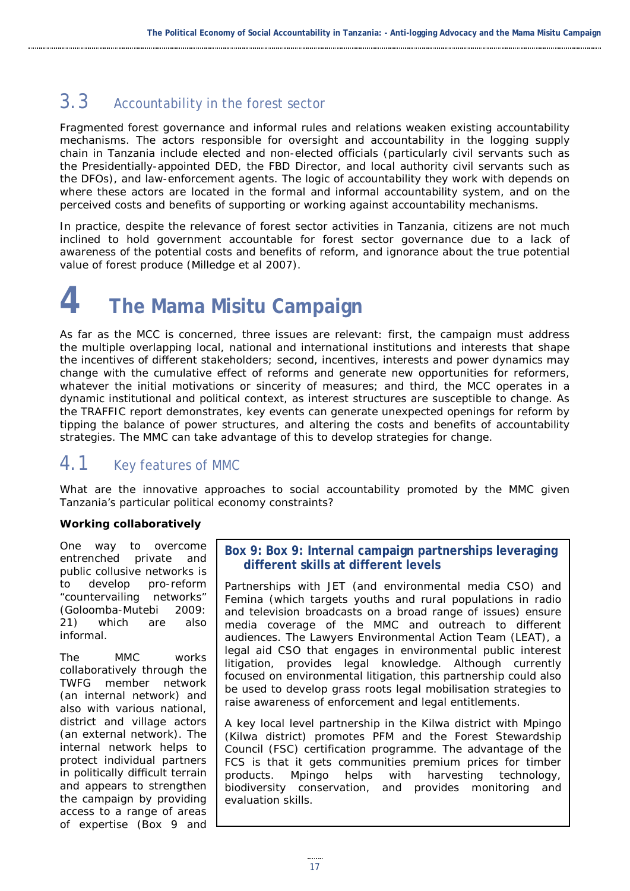## 3.3 Accountability in the forest sector

Fragmented forest governance and informal rules and relations weaken existing accountability mechanisms. The actors responsible for oversight and accountability in the logging supply chain in Tanzania include elected and non-elected officials (particularly civil servants such as the Presidentially-appointed DED, the FBD Director, and local authority civil servants such as the DFOs), and law-enforcement agents. The logic of accountability they work with depends on where these actors are located in the formal and informal accountability system, and on the perceived costs and benefits of supporting or working against accountability mechanisms.

In practice, despite the relevance of forest sector activities in Tanzania, citizens are not much inclined to hold government accountable for forest sector governance due to a lack of awareness of the potential costs and benefits of reform, and ignorance about the true potential value of forest produce (Milledge et al 2007).

# 4 The Mama Misitu Campaign

As far as the MCC is concerned, three issues are relevant: first, the campaign must address the multiple overlapping local, national and international institutions and interests that shape the incentives of different stakeholders; second, incentives, interests and power dynamics may change with the cumulative effect of reforms and generate new opportunities for reformers, whatever the initial motivations or sincerity of measures; and third, the MCC operates in a dynamic institutional and political context, as interest structures are susceptible to change. As the TRAFFIC report demonstrates, key events can generate unexpected openings for reform by tipping the balance of power structures, and altering the costs and benefits of accountability strategies. The MMC can take advantage of this to develop strategies for change.

## 4.1 Key features of MMC

What are the innovative approaches to social accountability promoted by the MMC given Tanzania's particular political economy constraints?

**Working collaboratively**

One way to overcome entrenched private and public collusive networks is to develop pro-reform "countervailing networks" (Goloomba-Mutebi 2009: 21) which are also informal.

The MMC works collaboratively through the TWFG member network (an internal network) and also with various national, district and village actors (an external network). The internal network helps to protect individual partners in politically difficult terrain and appears to strengthen the campaign by providing access to a range of areas of expertise (Box 9 and

> **Box 9: Box 9: Internal campaign partnerships leveraging different skills at different levels**
>
> Partnerships with JET (and environmental media CSO) and Femina (which targets youths and rural populations in radio and television broadcasts on a broad range of issues) ensure media coverage of the MMC and outreach to different audiences. The Lawyers Environmental Action Team (LEAT), a legal aid CSO that engages in environmental public interest litigation, provides legal knowledge. Although currently focused on environmental litigation, this partnership could also be used to develop grass roots legal mobilisation strategies to raise awareness of enforcement and legal entitlements.
>
> A key local level partnership in the Kilwa district with Mpingo (Kilwa district) promotes PFM and the Forest Stewardship Council (FSC) certification programme. The advantage of the FCS is that it gets communities premium prices for timber products. Mpingo helps with harvesting technology, biodiversity conservation, and provides monitoring and evaluation skills.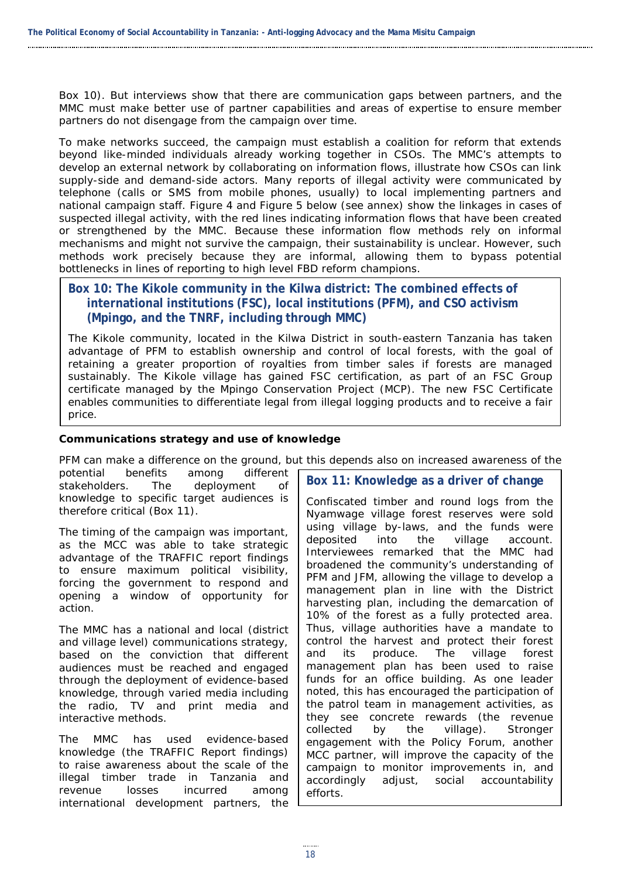Box 10). But interviews show that there are communication gaps between partners, and the MMC must make better use of partner capabilities and areas of expertise to ensure member partners do not disengage from the campaign over time.

To make networks succeed, the campaign must establish a coalition for reform that extends beyond like-minded individuals already working together in CSOs. The MMC's attempts to develop an external network by collaborating on information flows, illustrate how CSOs can link supply-side and demand-side actors. Many reports of illegal activity were communicated by telephone (calls or SMS from mobile phones, usually) to local implementing partners and national campaign staff. Figure 4 and Figure 5 below (see annex) show the linkages in cases of suspected illegal activity, with the red lines indicating information flows that have been created or strengthened by the MMC. Because these information flow methods rely on informal mechanisms and might not survive the campaign, their sustainability is unclear. However, such methods work precisely because they are informal, allowing them to bypass potential bottlenecks in lines of reporting to high level FBD reform champions.

> **Box 10: The Kikole community in the Kilwa district: The combined effects of international institutions (FSC), local institutions (PFM), and CSO activism (Mpingo, and the TNRF, including through MMC)**
>
> The Kikole community, located in the Kilwa District in south-eastern Tanzania has taken advantage of PFM to establish ownership and control of local forests, with the goal of retaining a greater proportion of royalties from timber sales if forests are managed sustainably. The Kikole village has gained FSC certification, as part of an FSC Group certificate managed by the Mpingo Conservation Project (MCP). The new FSC Certificate enables communities to differentiate legal from illegal logging products and to receive a fair price.

**Communications strategy and use of knowledge**

PFM can make a difference on the ground, but this depends also on increased awareness of the potential benefits among different stakeholders. The deployment of knowledge to specific target audiences is therefore critical (Box 11).

The timing of the campaign was important, as the MCC was able to take strategic advantage of the TRAFFIC report findings to ensure maximum political visibility, forcing the government to respond and opening a window of opportunity for action.

The MMC has a national and local (district and village level) communications strategy, based on the conviction that different audiences must be reached and engaged through the deployment of evidence-based knowledge, through varied media including the radio, TV and print media and interactive methods.

The MMC has used evidence-based knowledge (the TRAFFIC Report findings) to raise awareness about the scale of the illegal timber trade in Tanzania and revenue losses incurred among international development partners, the

> **Box 11: Knowledge as a driver of change**
>
> Confiscated timber and round logs from the Nyamwage village forest reserves were sold using village by-laws, and the funds were deposited into the village account. Interviewees remarked that the MMC had broadened the community's understanding of PFM and JFM, allowing the village to develop a management plan in line with the District harvesting plan, including the demarcation of 10% of the forest as a fully protected area. Thus, village authorities have a mandate to control the harvest and protect their forest and its produce. The village forest management plan has been used to raise funds for an office building. As one leader noted, this has encouraged the participation of the patrol team in management activities, as they see concrete rewards (the revenue collected by the village). Stronger engagement with the Policy Forum, another MCC partner, will improve the capacity of the campaign to monitor improvements in, and accordingly adjust, social accountability efforts.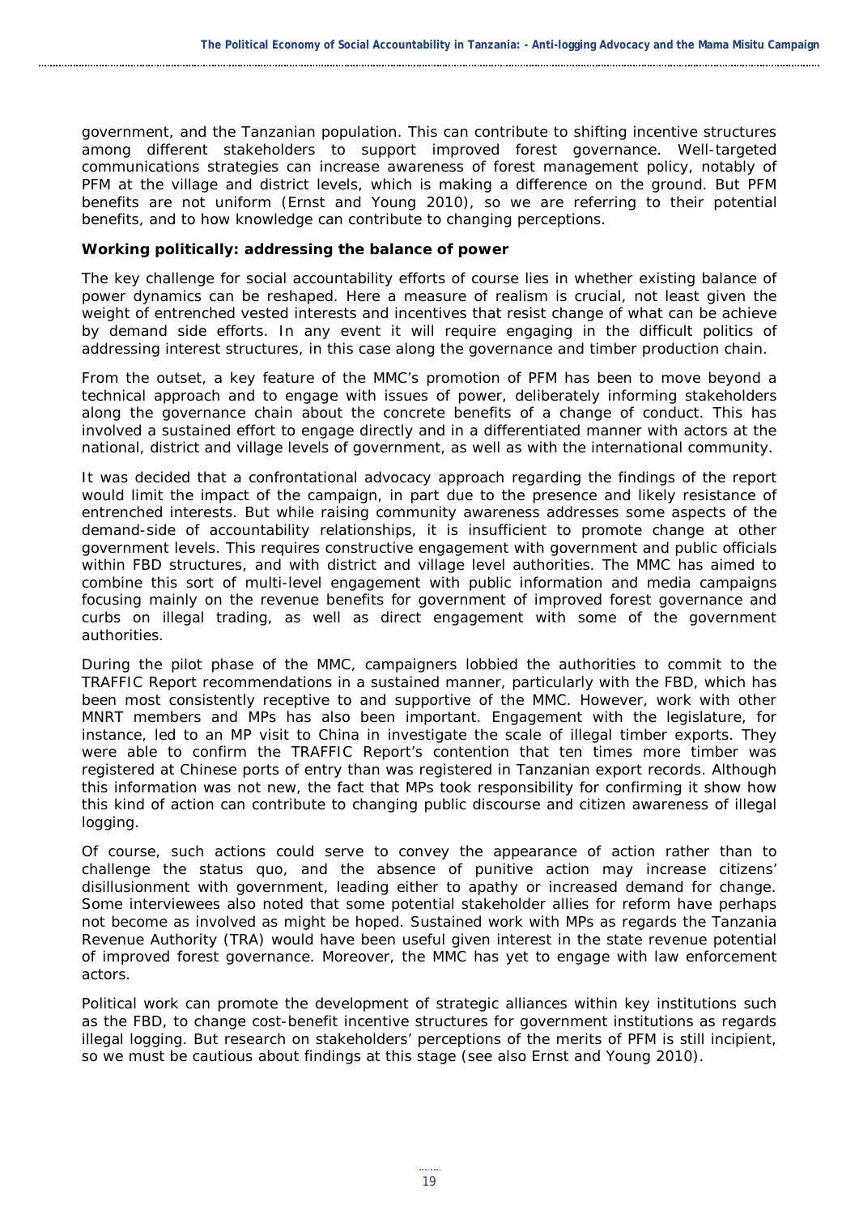government, and the Tanzanian population. This can contribute to shifting incentive structures among different stakeholders to support improved forest governance. Well-targeted communications strategies can increase awareness of forest management policy, notably of PFM at the village and district levels, which is making a difference on the ground. But PFM benefits are not uniform (Ernst and Young 2010), so we are referring to their potential benefits, and to how knowledge can contribute to changing perceptions.

**Working politically: addressing the balance of power**

The key challenge for social accountability efforts of course lies in whether existing balance of power dynamics can be reshaped. Here a measure of realism is crucial, not least given the weight of entrenched vested interests and incentives that resist change of what can be achieve by demand side efforts. In any event it will require engaging in the difficult politics of addressing interest structures, in this case along the governance and timber production chain.

From the outset, a key feature of the MMC's promotion of PFM has been to move beyond a technical approach and to engage with issues of power, deliberately informing stakeholders along the governance chain about the concrete benefits of a change of conduct. This has involved a sustained effort to engage directly and in a differentiated manner with actors at the national, district and village levels of government, as well as with the international community.

It was decided that a confrontational advocacy approach regarding the findings of the report would limit the impact of the campaign, in part due to the presence and likely resistance of entrenched interests. But while raising community awareness addresses some aspects of the demand-side of accountability relationships, it is insufficient to promote change at other government levels. This requires constructive engagement with government and public officials within FBD structures, and with district and village level authorities. The MMC has aimed to combine this sort of multi-level engagement with public information and media campaigns focusing mainly on the revenue benefits for government of improved forest governance and curbs on illegal trading, as well as direct engagement with some of the government authorities.

During the pilot phase of the MMC, campaigners lobbied the authorities to commit to the TRAFFIC Report recommendations in a sustained manner, particularly with the FBD, which has been most consistently receptive to and supportive of the MMC. However, work with other MNRT members and MPs has also been important. Engagement with the legislature, for instance, led to an MP visit to China in investigate the scale of illegal timber exports. They were able to confirm the TRAFFIC Report's contention that ten times more timber was registered at Chinese ports of entry than was registered in Tanzanian export records. Although this information was not new, the fact that MPs took responsibility for confirming it show how this kind of action can contribute to changing public discourse and citizen awareness of illegal logging.

Of course, such actions could serve to convey the appearance of action rather than to challenge the status quo, and the absence of punitive action may increase citizens' disillusionment with government, leading either to apathy or increased demand for change. Some interviewees also noted that some potential stakeholder allies for reform have perhaps not become as involved as might be hoped. Sustained work with MPs as regards the Tanzania Revenue Authority (TRA) would have been useful given interest in the state revenue potential of improved forest governance. Moreover, the MMC has yet to engage with law enforcement actors.

Political work can promote the development of strategic alliances within key institutions such as the FBD, to change cost-benefit incentive structures for government institutions as regards illegal logging. But research on stakeholders' perceptions of the merits of PFM is still incipient, so we must be cautious about findings at this stage (see also Ernst and Young 2010).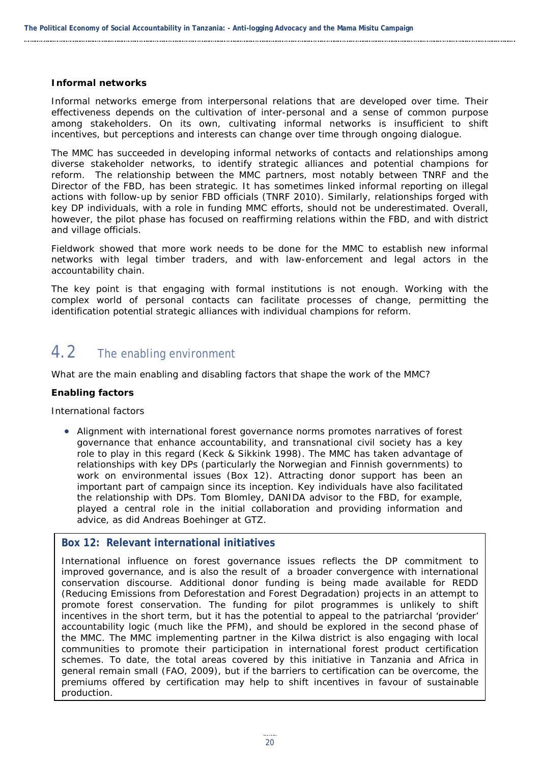**Informal networks**

Informal networks emerge from interpersonal relations that are developed over time. Their effectiveness depends on the cultivation of inter-personal and a sense of common purpose among stakeholders. On its own, cultivating informal networks is insufficient to shift incentives, but perceptions and interests can change over time through ongoing dialogue.

The MMC has succeeded in developing informal networks of contacts and relationships among diverse stakeholder networks, to identify strategic alliances and potential champions for reform. The relationship between the MMC partners, most notably between TNRF and the Director of the FBD, has been strategic. It has sometimes linked informal reporting on illegal actions with follow-up by senior FBD officials (TNRF 2010). Similarly, relationships forged with key DP individuals, with a role in funding MMC efforts, should not be underestimated. Overall, however, the pilot phase has focused on reaffirming relations within the FBD, and with district and village officials.

Fieldwork showed that more work needs to be done for the MMC to establish new informal networks with legal timber traders, and with law-enforcement and legal actors in the accountability chain.

The key point is that engaging with formal institutions is not enough. Working with the complex world of personal contacts can facilitate processes of change, permitting the identification potential strategic alliances with individual champions for reform.

## 4.2 The enabling environment

What are the main enabling and disabling factors that shape the work of the MMC?

**Enabling factors**

International factors

- Alignment with international forest governance norms promotes narratives of forest governance that enhance accountability, and transnational civil society has a key role to play in this regard (Keck & Sikkink 1998). The MMC has taken advantage of relationships with key DPs (particularly the Norwegian and Finnish governments) to work on environmental issues (Box 12). Attracting donor support has been an important part of campaign since its inception. Key individuals have also facilitated the relationship with DPs. Tom Blomley, DANIDA advisor to the FBD, for example, played a central role in the initial collaboration and providing information and advice, as did Andreas Boehinger at GTZ.

**Box 12: Relevant international initiatives**

International influence on forest governance issues reflects the DP commitment to improved governance, and is also the result of a broader convergence with international conservation discourse. Additional donor funding is being made available for REDD (Reducing Emissions from Deforestation and Forest Degradation) projects in an attempt to promote forest conservation. The funding for pilot programmes is unlikely to shift incentives in the short term, but it has the potential to appeal to the patriarchal 'provider' accountability logic (much like the PFM), and should be explored in the second phase of the MMC. The MMC implementing partner in the Kilwa district is also engaging with local communities to promote their participation in international forest product certification schemes. To date, the total areas covered by this initiative in Tanzania and Africa in general remain small (FAO, 2009), but if the barriers to certification can be overcome, the premiums offered by certification may help to shift incentives in favour of sustainable production.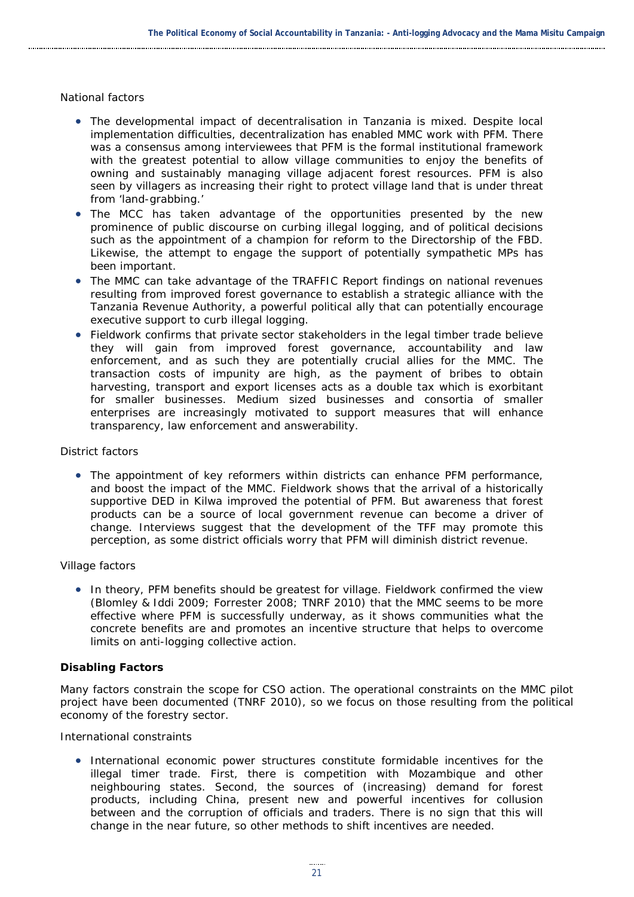National factors

- The developmental impact of decentralisation in Tanzania is mixed. Despite local implementation difficulties, decentralization has enabled MMC work with PFM. There was a consensus among interviewees that PFM is the formal institutional framework with the greatest potential to allow village communities to enjoy the benefits of owning and sustainably managing village adjacent forest resources. PFM is also seen by villagers as increasing their right to protect village land that is under threat from 'land-grabbing.'
- The MCC has taken advantage of the opportunities presented by the new prominence of public discourse on curbing illegal logging, and of political decisions such as the appointment of a champion for reform to the Directorship of the FBD. Likewise, the attempt to engage the support of potentially sympathetic MPs has been important.
- The MMC can take advantage of the TRAFFIC Report findings on national revenues resulting from improved forest governance to establish a strategic alliance with the Tanzania Revenue Authority, a powerful political ally that can potentially encourage executive support to curb illegal logging.
- Fieldwork confirms that private sector stakeholders in the legal timber trade believe they will gain from improved forest governance, accountability and law enforcement, and as such they are potentially crucial allies for the MMC. The transaction costs of impunity are high, as the payment of bribes to obtain harvesting, transport and export licenses acts as a double tax which is exorbitant for smaller businesses. Medium sized businesses and consortia of smaller enterprises are increasingly motivated to support measures that will enhance transparency, law enforcement and answerability.

District factors

- The appointment of key reformers within districts can enhance PFM performance, and boost the impact of the MMC. Fieldwork shows that the arrival of a historically supportive DED in Kilwa improved the potential of PFM. But awareness that forest products can be a source of local government revenue can become a driver of change. Interviews suggest that the development of the TFF may promote this perception, as some district officials worry that PFM will diminish district revenue.

Village factors

- In theory, PFM benefits should be greatest for village. Fieldwork confirmed the view (Blomley & Iddi 2009; Forrester 2008; TNRF 2010) that the MMC seems to be more effective where PFM is successfully underway, as it shows communities what the concrete benefits are and promotes an incentive structure that helps to overcome limits on anti-logging collective action.

**Disabling Factors**

Many factors constrain the scope for CSO action. The operational constraints on the MMC pilot project have been documented (TNRF 2010), so we focus on those resulting from the political economy of the forestry sector.

International constraints

- International economic power structures constitute formidable incentives for the illegal timer trade. First, there is competition with Mozambique and other neighbouring states. Second, the sources of (increasing) demand for forest products, including China, present new and powerful incentives for collusion between and the corruption of officials and traders. There is no sign that this will change in the near future, so other methods to shift incentives are needed.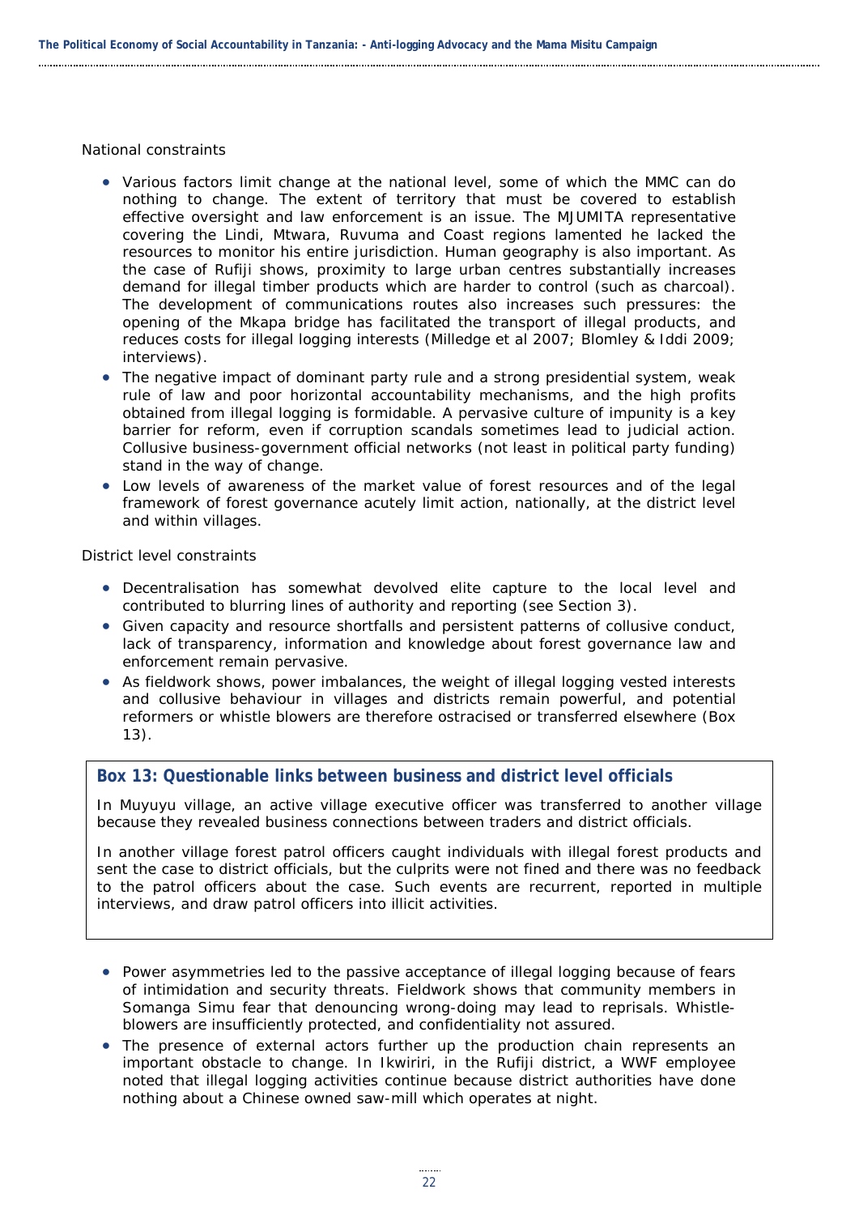National constraints

- Various factors limit change at the national level, some of which the MMC can do nothing to change. The extent of territory that must be covered to establish effective oversight and law enforcement is an issue. The MJUMITA representative covering the Lindi, Mtwara, Ruvuma and Coast regions lamented he lacked the resources to monitor his entire jurisdiction. Human geography is also important. As the case of Rufiji shows, proximity to large urban centres substantially increases demand for illegal timber products which are harder to control (such as charcoal). The development of communications routes also increases such pressures: the opening of the Mkapa bridge has facilitated the transport of illegal products, and reduces costs for illegal logging interests (Milledge et al 2007; Blomley & Iddi 2009; interviews).
- The negative impact of dominant party rule and a strong presidential system, weak rule of law and poor horizontal accountability mechanisms, and the high profits obtained from illegal logging is formidable. A pervasive culture of impunity is a key barrier for reform, even if corruption scandals sometimes lead to judicial action. Collusive business-government official networks (not least in political party funding) stand in the way of change.
- Low levels of awareness of the market value of forest resources and of the legal framework of forest governance acutely limit action, nationally, at the district level and within villages.

District level constraints

- Decentralisation has somewhat devolved elite capture to the local level and contributed to blurring lines of authority and reporting (see Section 3).
- Given capacity and resource shortfalls and persistent patterns of collusive conduct, lack of transparency, information and knowledge about forest governance law and enforcement remain pervasive.
- As fieldwork shows, power imbalances, the weight of illegal logging vested interests and collusive behaviour in villages and districts remain powerful, and potential reformers or whistle blowers are therefore ostracised or transferred elsewhere (Box 13).

**Box 13: Questionable links between business and district level officials**

In Muyuyu village, an active village executive officer was transferred to another village because they revealed business connections between traders and district officials.

In another village forest patrol officers caught individuals with illegal forest products and sent the case to district officials, but the culprits were not fined and there was no feedback to the patrol officers about the case. Such events are recurrent, reported in multiple interviews, and draw patrol officers into illicit activities.

- Power asymmetries led to the passive acceptance of illegal logging because of fears of intimidation and security threats. Fieldwork shows that community members in Somanga Simu fear that denouncing wrong-doing may lead to reprisals. Whistle-blowers are insufficiently protected, and confidentiality not assured.
- The presence of external actors further up the production chain represents an important obstacle to change. In Ikwiriri, in the Rufiji district, a WWF employee noted that illegal logging activities continue because district authorities have done nothing about a Chinese owned saw-mill which operates at night.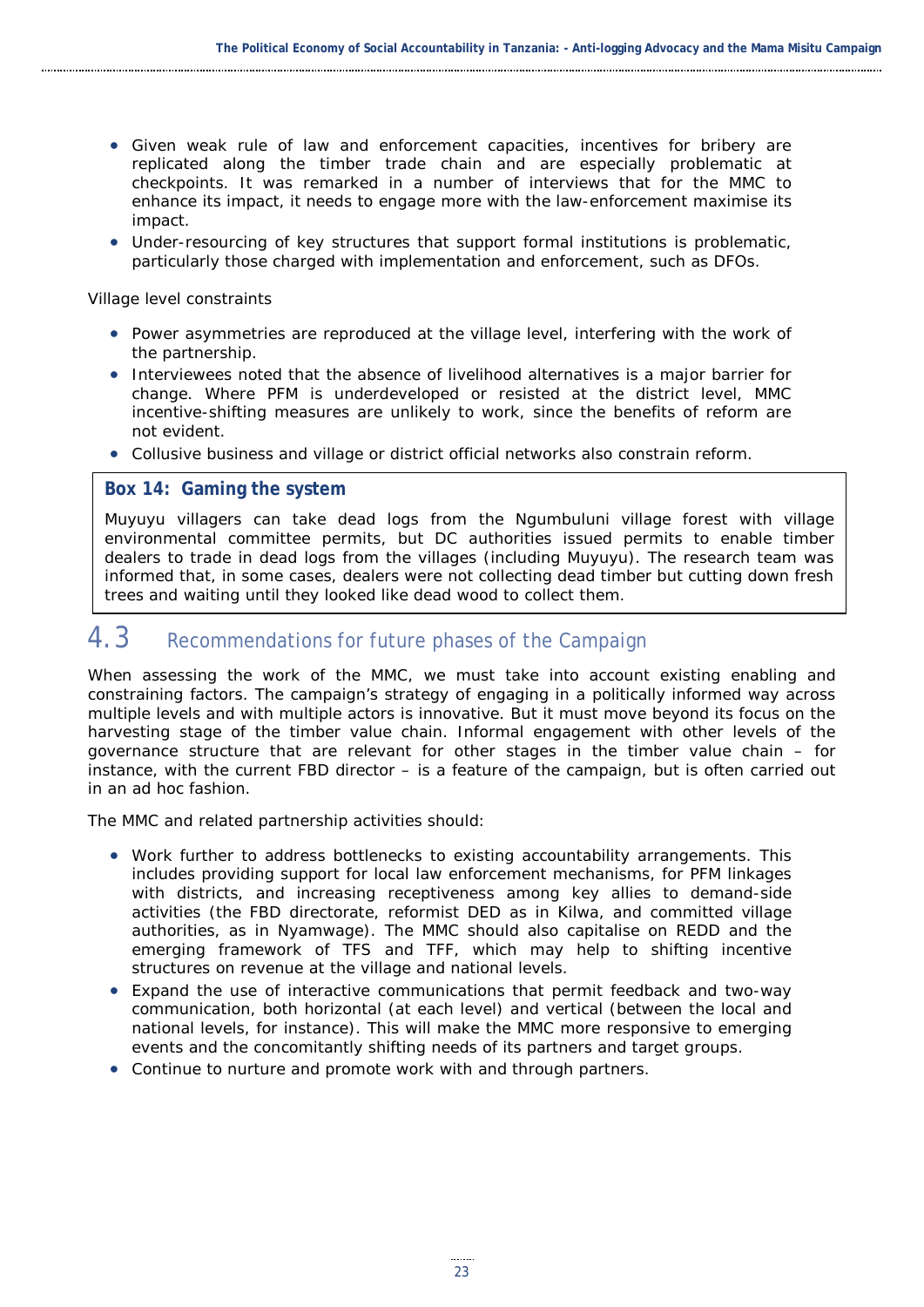- Given weak rule of law and enforcement capacities, incentives for bribery are replicated along the timber trade chain and are especially problematic at checkpoints. It was remarked in a number of interviews that for the MMC to enhance its impact, it needs to engage more with the law-enforcement maximise its impact.
- Under-resourcing of key structures that support formal institutions is problematic, particularly those charged with implementation and enforcement, such as DFOs.

Village level constraints

- Power asymmetries are reproduced at the village level, interfering with the work of the partnership.
- Interviewees noted that the absence of livelihood alternatives is a major barrier for change. Where PFM is underdeveloped or resisted at the district level, MMC incentive-shifting measures are unlikely to work, since the benefits of reform are not evident.
- Collusive business and village or district official networks also constrain reform.

> **Box 14: Gaming the system**
>
> Muyuyu villagers can take dead logs from the Ngumbuluni village forest with village environmental committee permits, but DC authorities issued permits to enable timber dealers to trade in dead logs from the villages (including Muyuyu). The research team was informed that, in some cases, dealers were not collecting dead timber but cutting down fresh trees and waiting until they looked like dead wood to collect them.

## 4.3 Recommendations for future phases of the Campaign

When assessing the work of the MMC, we must take into account existing enabling and constraining factors. The campaign's strategy of engaging in a politically informed way across multiple levels and with multiple actors is innovative. But it must move beyond its focus on the harvesting stage of the timber value chain. Informal engagement with other levels of the governance structure that are relevant for other stages in the timber value chain – for instance, with the current FBD director – is a feature of the campaign, but is often carried out in an ad hoc fashion.

The MMC and related partnership activities should:

- Work further to address bottlenecks to existing accountability arrangements. This includes providing support for local law enforcement mechanisms, for PFM linkages with districts, and increasing receptiveness among key allies to demand-side activities (the FBD directorate, reformist DED as in Kilwa, and committed village authorities, as in Nyamwage). The MMC should also capitalise on REDD and the emerging framework of TFS and TFF, which may help to shifting incentive structures on revenue at the village and national levels.
- Expand the use of interactive communications that permit feedback and two-way communication, both horizontal (at each level) and vertical (between the local and national levels, for instance). This will make the MMC more responsive to emerging events and the concomitantly shifting needs of its partners and target groups.
- Continue to nurture and promote work with and through partners.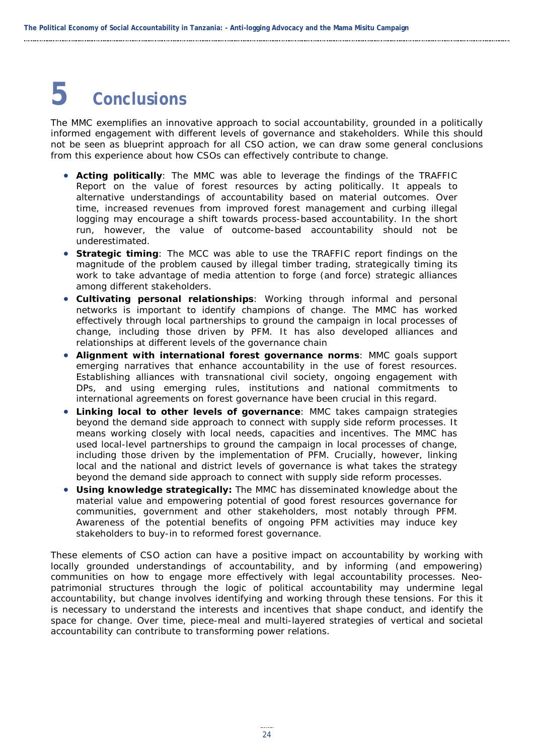# 5 Conclusions

The MMC exemplifies an innovative approach to social accountability, grounded in a politically informed engagement with different levels of governance and stakeholders. While this should not be seen as blueprint approach for all CSO action, we can draw some general conclusions from this experience about how CSOs can effectively contribute to change.

- **Acting politically**: The MMC was able to leverage the findings of the TRAFFIC Report on the value of forest resources by acting politically. It appeals to alternative understandings of accountability based on material outcomes. Over time, increased revenues from improved forest management and curbing illegal logging may encourage a shift towards process-based accountability. In the short run, however, the value of outcome-based accountability should not be underestimated.
- **Strategic timing**: The MCC was able to use the TRAFFIC report findings on the magnitude of the problem caused by illegal timber trading, strategically timing its work to take advantage of media attention to forge (and force) strategic alliances among different stakeholders.
- **Cultivating personal relationships**: Working through informal and personal networks is important to identify champions of change. The MMC has worked effectively through local partnerships to ground the campaign in local processes of change, including those driven by PFM. It has also developed alliances and relationships at different levels of the governance chain
- **Alignment with international forest governance norms**: MMC goals support emerging narratives that enhance accountability in the use of forest resources. Establishing alliances with transnational civil society, ongoing engagement with DPs, and using emerging rules, institutions and national commitments to international agreements on forest governance have been crucial in this regard.
- **Linking local to other levels of governance**: MMC takes campaign strategies beyond the demand side approach to connect with supply side reform processes. It means working closely with local needs, capacities and incentives. The MMC has used local-level partnerships to ground the campaign in local processes of change, including those driven by the implementation of PFM. Crucially, however, linking local and the national and district levels of governance is what takes the strategy beyond the demand side approach to connect with supply side reform processes.
- **Using knowledge strategically:** The MMC has disseminated knowledge about the material value and empowering potential of good forest resources governance for communities, government and other stakeholders, most notably through PFM. Awareness of the potential benefits of ongoing PFM activities may induce key stakeholders to buy-in to reformed forest governance.

These elements of CSO action can have a positive impact on accountability by working with locally grounded understandings of accountability, and by informing (and empowering) communities on how to engage more effectively with legal accountability processes. Neo-patrimonial structures through the logic of political accountability may undermine legal accountability, but change involves identifying and working through these tensions. For this it is necessary to understand the interests and incentives that shape conduct, and identify the space for change. Over time, piece-meal and multi-layered strategies of vertical and societal accountability can contribute to transforming power relations.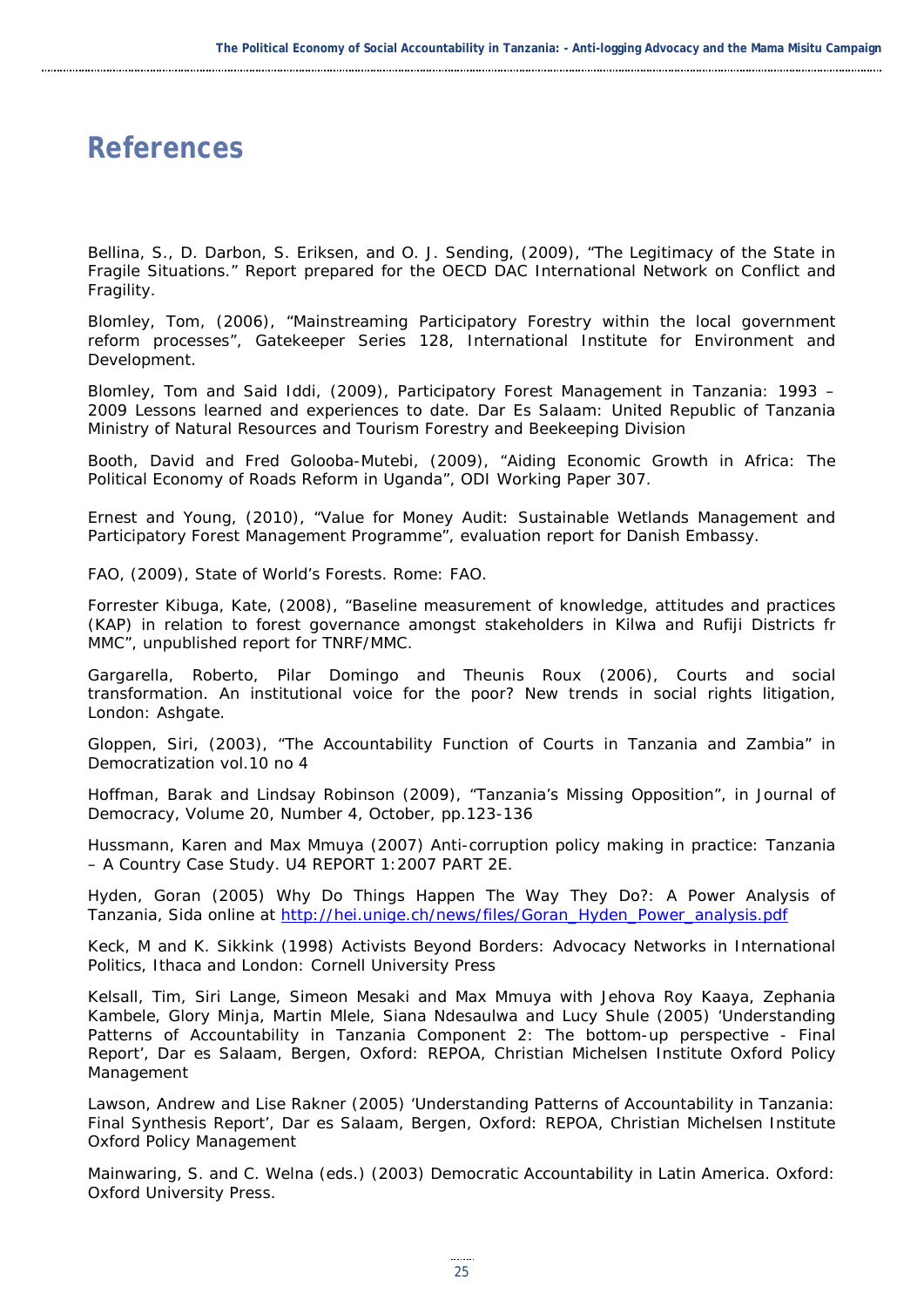# References

Bellina, S., D. Darbon, S. Eriksen, and O. J. Sending, (2009), "The Legitimacy of the State in Fragile Situations." Report prepared for the OECD DAC International Network on Conflict and Fragility.

Blomley, Tom, (2006), "Mainstreaming Participatory Forestry within the local government reform processes", Gatekeeper Series 128, International Institute for Environment and Development.

Blomley, Tom and Said Iddi, (2009), Participatory Forest Management in Tanzania: 1993 – 2009 Lessons learned and experiences to date. Dar Es Salaam: United Republic of Tanzania Ministry of Natural Resources and Tourism Forestry and Beekeeping Division

Booth, David and Fred Golooba-Mutebi, (2009), "Aiding Economic Growth in Africa: The Political Economy of Roads Reform in Uganda", ODI Working Paper 307.

Ernest and Young, (2010), "Value for Money Audit: Sustainable Wetlands Management and Participatory Forest Management Programme", evaluation report for Danish Embassy.

FAO, (2009), State of World's Forests. Rome: FAO.

Forrester Kibuga, Kate, (2008), "Baseline measurement of knowledge, attitudes and practices (KAP) in relation to forest governance amongst stakeholders in Kilwa and Rufiji Districts fr MMC", unpublished report for TNRF/MMC.

Gargarella, Roberto, Pilar Domingo and Theunis Roux (2006), Courts and social transformation. An institutional voice for the poor? New trends in social rights litigation, London: Ashgate.

Gloppen, Siri, (2003), "The Accountability Function of Courts in Tanzania and Zambia" in Democratization vol.10 no 4

Hoffman, Barak and Lindsay Robinson (2009), "Tanzania's Missing Opposition", in Journal of Democracy, Volume 20, Number 4, October, pp.123-136

Hussmann, Karen and Max Mmuya (2007) Anti-corruption policy making in practice: Tanzania – A Country Case Study. U4 REPORT 1:2007 PART 2E.

Hyden, Goran (2005) Why Do Things Happen The Way They Do?: A Power Analysis of Tanzania, Sida online at http://hei.unige.ch/news/files/Goran_Hyden_Power_analysis.pdf

Keck, M and K. Sikkink (1998) Activists Beyond Borders: Advocacy Networks in International Politics, Ithaca and London: Cornell University Press

Kelsall, Tim, Siri Lange, Simeon Mesaki and Max Mmuya with Jehova Roy Kaaya, Zephania Kambele, Glory Minja, Martin Mlele, Siana Ndesaulwa and Lucy Shule (2005) 'Understanding Patterns of Accountability in Tanzania Component 2: The bottom-up perspective - Final Report', Dar es Salaam, Bergen, Oxford: REPOA, Christian Michelsen Institute Oxford Policy Management

Lawson, Andrew and Lise Rakner (2005) 'Understanding Patterns of Accountability in Tanzania: Final Synthesis Report', Dar es Salaam, Bergen, Oxford: REPOA, Christian Michelsen Institute Oxford Policy Management

Mainwaring, S. and C. Welna (eds.) (2003) Democratic Accountability in Latin America. Oxford: Oxford University Press.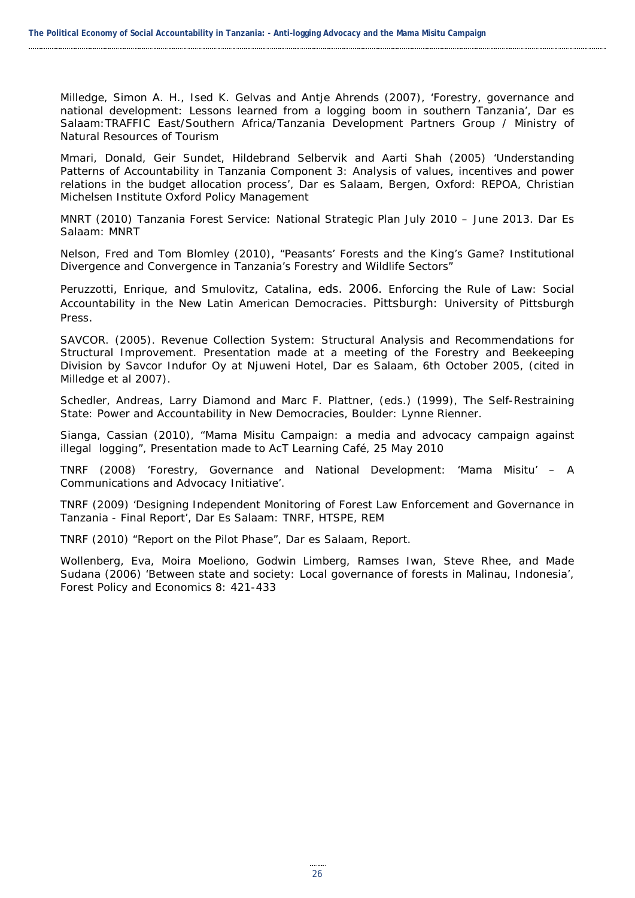Milledge, Simon A. H., Ised K. Gelvas and Antje Ahrends (2007), 'Forestry, governance and national development: Lessons learned from a logging boom in southern Tanzania', Dar es Salaam:TRAFFIC East/Southern Africa/Tanzania Development Partners Group / Ministry of Natural Resources of Tourism

Mmari, Donald, Geir Sundet, Hildebrand Selbervik and Aarti Shah (2005) 'Understanding Patterns of Accountability in Tanzania Component 3: Analysis of values, incentives and power relations in the budget allocation process', Dar es Salaam, Bergen, Oxford: REPOA, Christian Michelsen Institute Oxford Policy Management

MNRT (2010) Tanzania Forest Service: National Strategic Plan July 2010 – June 2013. Dar Es Salaam: MNRT

Nelson, Fred and Tom Blomley (2010), "Peasants' Forests and the King's Game? Institutional Divergence and Convergence in Tanzania's Forestry and Wildlife Sectors"

Peruzzotti, Enrique, and Smulovitz, Catalina, eds. 2006. Enforcing the Rule of Law: Social Accountability in the New Latin American Democracies. Pittsburgh: University of Pittsburgh Press.

SAVCOR. (2005). Revenue Collection System: Structural Analysis and Recommendations for Structural Improvement. Presentation made at a meeting of the Forestry and Beekeeping Division by Savcor Indufor Oy at Njuweni Hotel, Dar es Salaam, 6th October 2005, (cited in Milledge et al 2007).

Schedler, Andreas, Larry Diamond and Marc F. Plattner, (eds.) (1999), The Self-Restraining State: Power and Accountability in New Democracies, Boulder: Lynne Rienner.

Sianga, Cassian (2010), "Mama Misitu Campaign: a media and advocacy campaign against illegal logging", Presentation made to AcT Learning Café, 25 May 2010

TNRF (2008) 'Forestry, Governance and National Development: 'Mama Misitu' – A Communications and Advocacy Initiative'.

TNRF (2009) 'Designing Independent Monitoring of Forest Law Enforcement and Governance in Tanzania - Final Report', Dar Es Salaam: TNRF, HTSPE, REM

TNRF (2010) "Report on the Pilot Phase", Dar es Salaam, Report.

Wollenberg, Eva, Moira Moeliono, Godwin Limberg, Ramses Iwan, Steve Rhee, and Made Sudana (2006) 'Between state and society: Local governance of forests in Malinau, Indonesia', Forest Policy and Economics 8: 421-433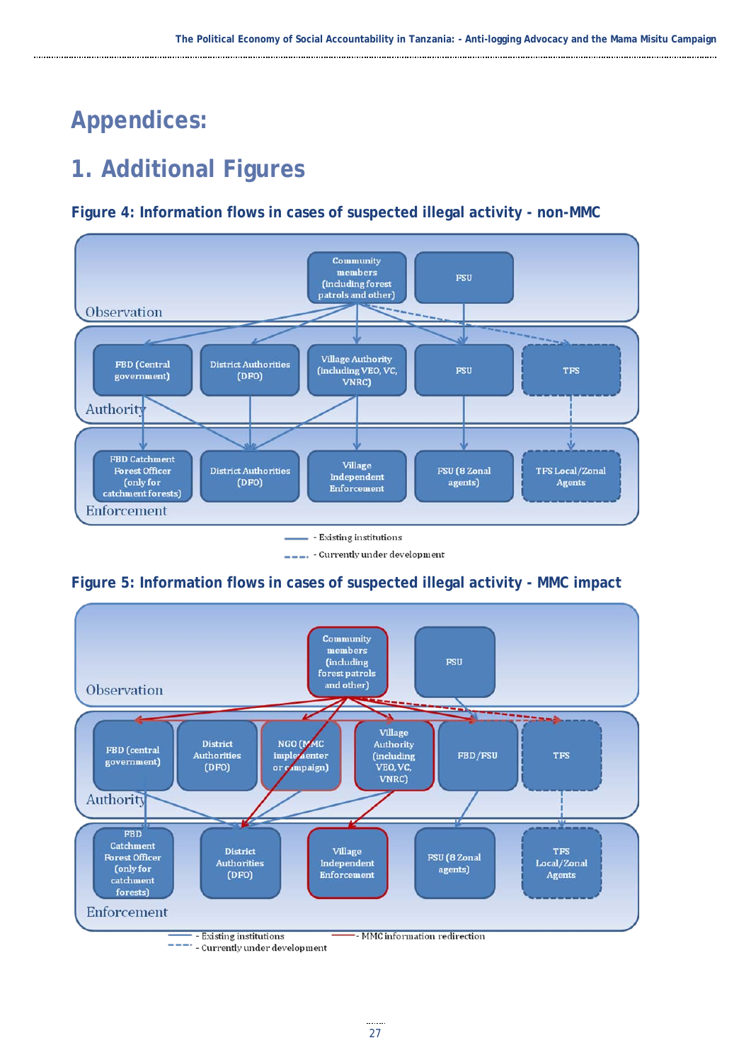# Appendices:

## 1. Additional Figures

### Figure 4: Information flows in cases of suspected illegal activity - non-MMC

Observation: Community members (including forest patrols and other); FSU

Authority: FBD (Central government); District Authorities (DFO); Village Authority (including VEO, VC, VNRC); FSU; TFS

Enforcement: FBD Catchment Forest Officer (only for catchment forests); District Authorities (DFO); Village Independent Enforcement; FSU (8 Zonal agents); TFS Local/Zonal Agents

- Existing institutions
- Currently under development

### Figure 5: Information flows in cases of suspected illegal activity - MMC impact

Observation: Community members (including forest patrols and other); FSU

Authority: FBD (central government); District Authorities (DFO); NGO (MMC implementer or campaign); Village Authority (including VEO, VC, VNRC); FBD/FSU; TFS

Enforcement: FBD Catchment Forest Officer (only for catchment forests); District Authorities (DFO); Village Independent Enforcement; FSU (8 Zonal agents); TFS Local/Zonal Agents

- Existing institutions
- Currently under development
- MMC information redirection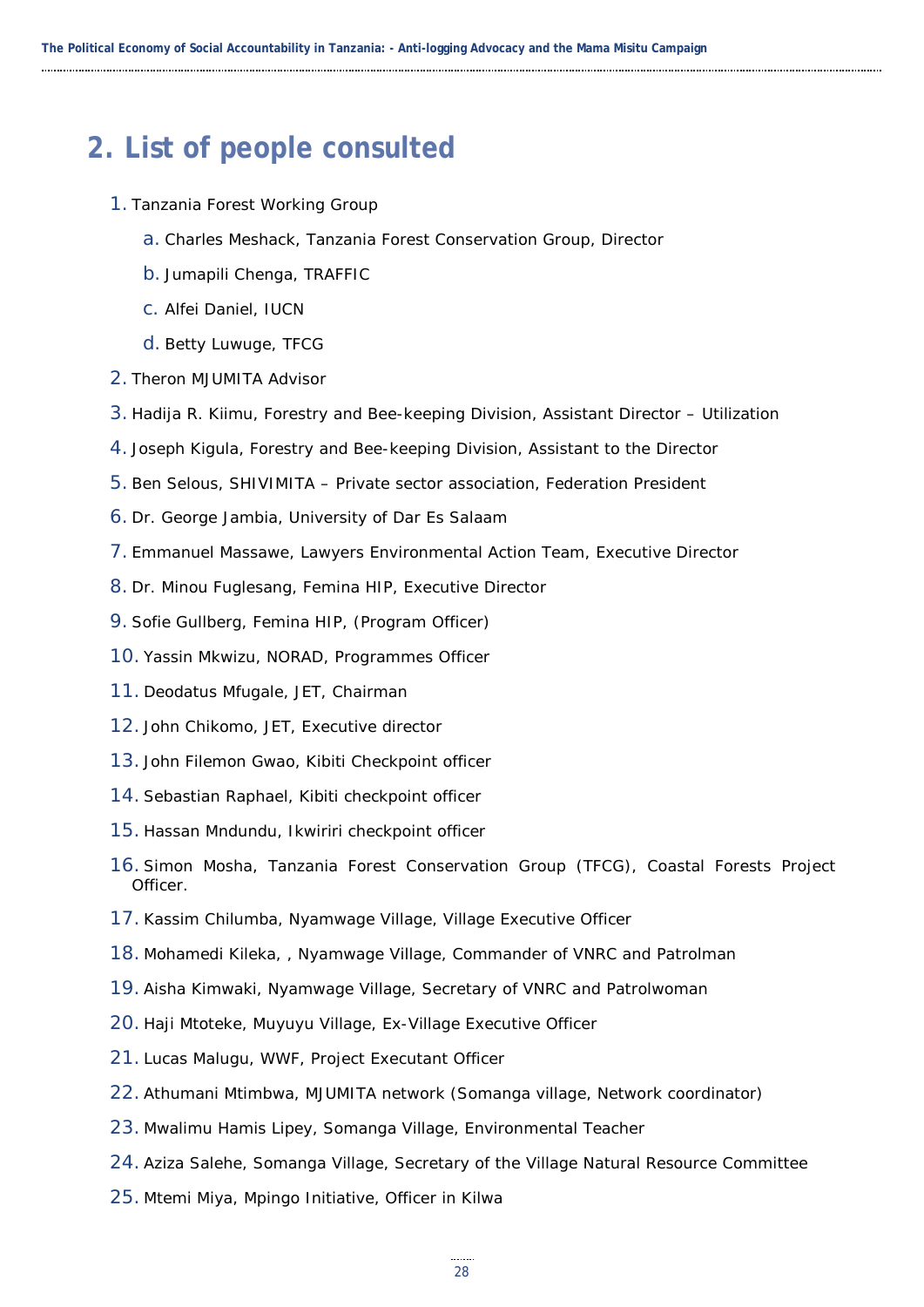## 2. List of people consulted

1. Tanzania Forest Working Group
    a. Charles Meshack, Tanzania Forest Conservation Group, Director
    b. Jumapili Chenga, TRAFFIC
    c. Alfei Daniel, IUCN
    d. Betty Luwuge, TFCG
2. Theron MJUMITA Advisor
3. Hadija R. Kiimu, Forestry and Bee-keeping Division, Assistant Director – Utilization
4. Joseph Kigula, Forestry and Bee-keeping Division, Assistant to the Director
5. Ben Selous, SHIVIMITA – Private sector association, Federation President
6. Dr. George Jambia, University of Dar Es Salaam
7. Emmanuel Massawe, Lawyers Environmental Action Team, Executive Director
8. Dr. Minou Fuglesang, Femina HIP, Executive Director
9. Sofie Gullberg, Femina HIP, (Program Officer)
10. Yassin Mkwizu, NORAD, Programmes Officer
11. Deodatus Mfugale, JET, Chairman
12. John Chikomo, JET, Executive director
13. John Filemon Gwao, Kibiti Checkpoint officer
14. Sebastian Raphael, Kibiti checkpoint officer
15. Hassan Mndundu, Ikwiriri checkpoint officer
16. Simon Mosha, Tanzania Forest Conservation Group (TFCG), Coastal Forests Project Officer.
17. Kassim Chilumba, Nyamwage Village, Village Executive Officer
18. Mohamedi Kileka, , Nyamwage Village, Commander of VNRC and Patrolman
19. Aisha Kimwaki, Nyamwage Village, Secretary of VNRC and Patrolwoman
20. Haji Mtoteke, Muyuyu Village, Ex-Village Executive Officer
21. Lucas Malugu, WWF, Project Executant Officer
22. Athumani Mtimbwa, MJUMITA network (Somanga village, Network coordinator)
23. Mwalimu Hamis Lipey, Somanga Village, Environmental Teacher
24. Aziza Salehe, Somanga Village, Secretary of the Village Natural Resource Committee
25. Mtemi Miya, Mpingo Initiative, Officer in Kilwa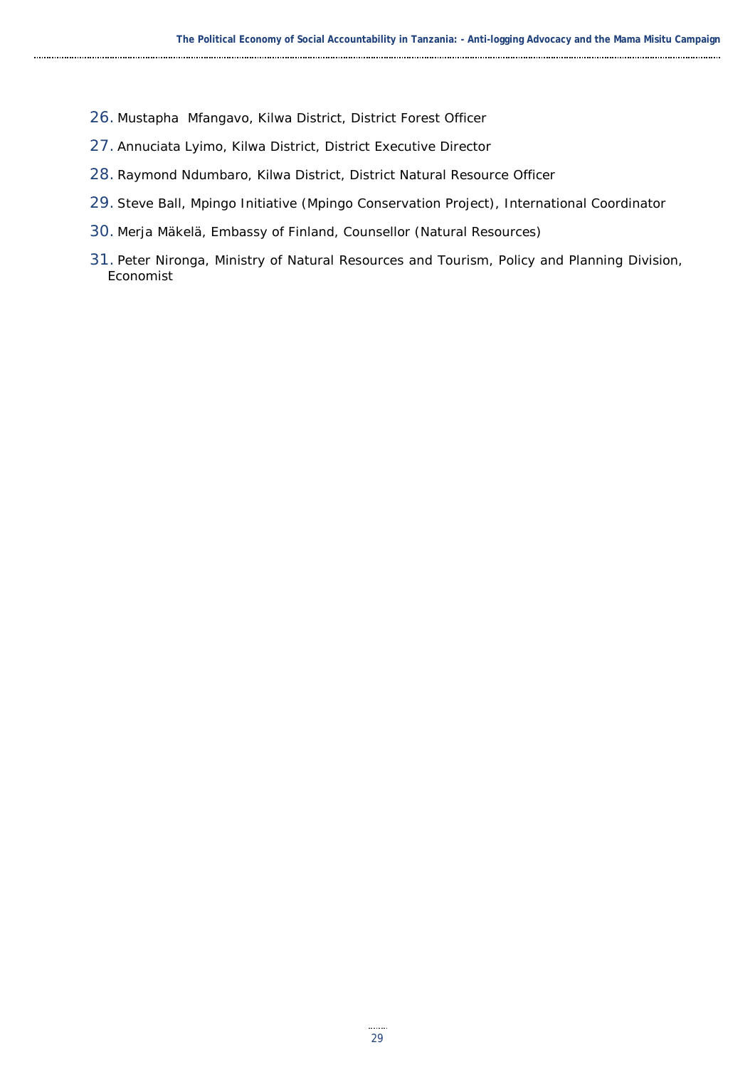26. Mustapha  Mfangavo, Kilwa District, District Forest Officer
27. Annuciata Lyimo, Kilwa District, District Executive Director
28. Raymond Ndumbaro, Kilwa District, District Natural Resource Officer
29. Steve Ball, Mpingo Initiative (Mpingo Conservation Project), International Coordinator
30. Merja Mäkelä, Embassy of Finland, Counsellor (Natural Resources)
31. Peter Nironga, Ministry of Natural Resources and Tourism, Policy and Planning Division, Economist